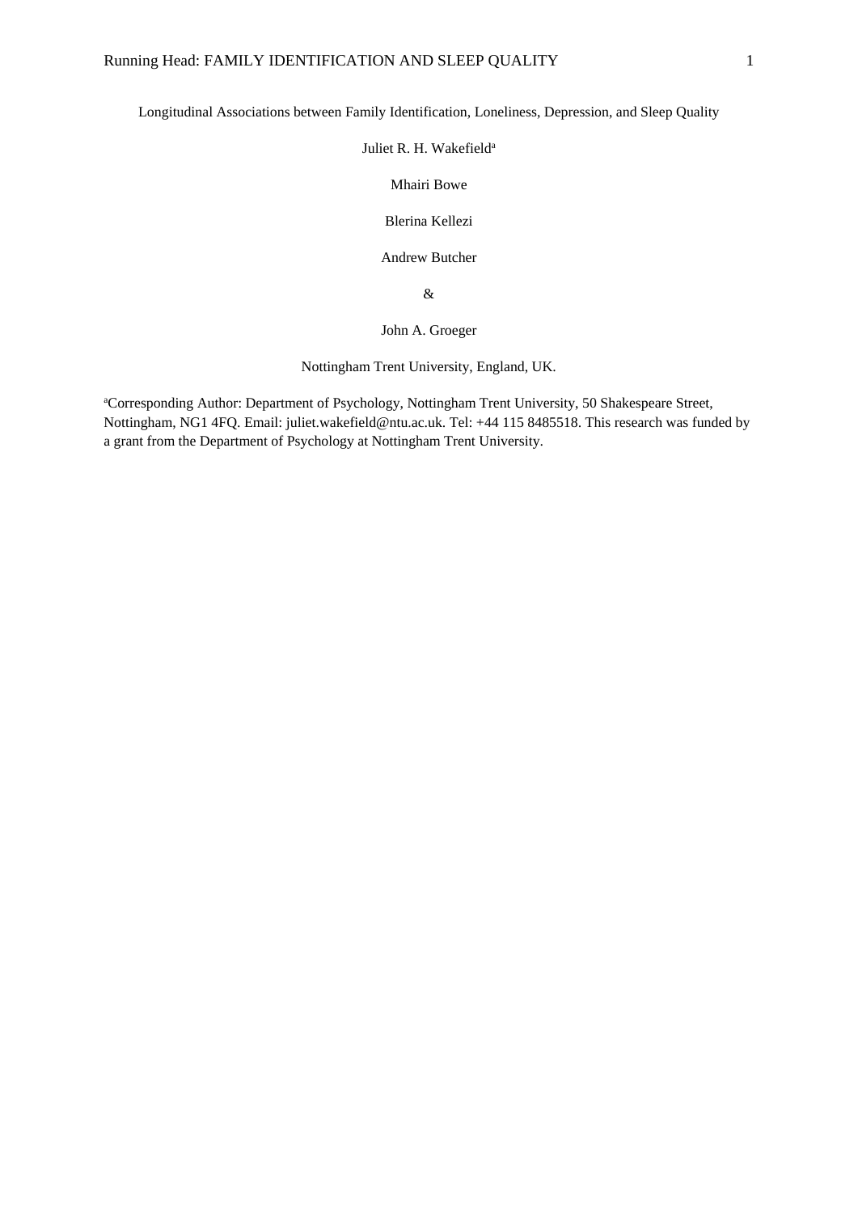# Longitudinal Associations between Family Identification, Loneliness, Depression, and Sleep Quality

Juliet R. H. Wakefield[a]

Mhairi Bowe

Blerina Kellezi

Andrew Butcher

&

John A. Groeger

Nottingham Trent University, England, UK.

[a]Corresponding Author: Department of Psychology, Nottingham Trent University, 50 Shakespeare Street, Nottingham, NG1 4FQ. Email: juliet.wakefield@ntu.ac.uk. Tel: +44 115 8485518. This research was funded by a grant from the Department of Psychology at Nottingham Trent University.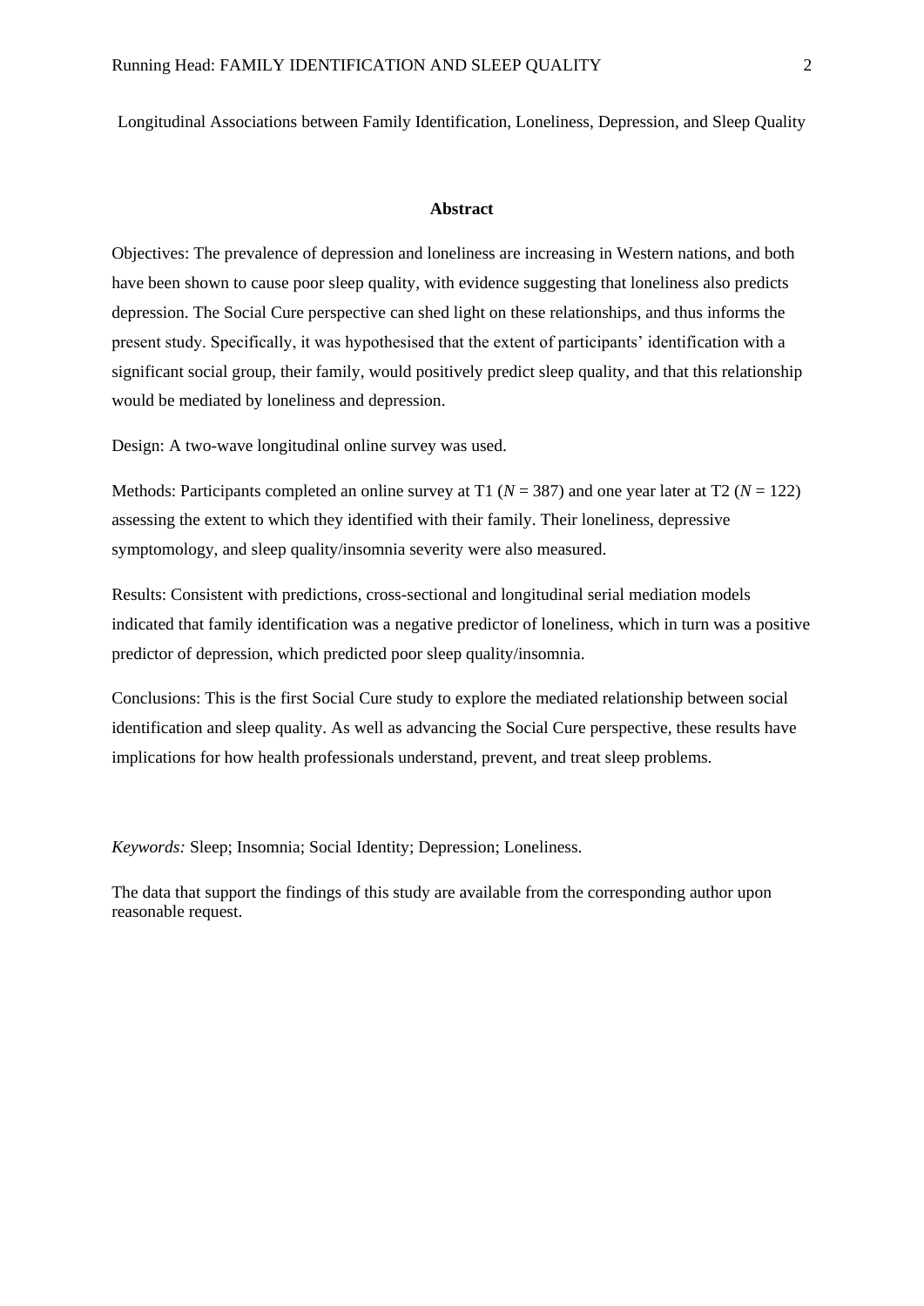Longitudinal Associations between Family Identification, Loneliness, Depression, and Sleep Quality

## Abstract

Objectives: The prevalence of depression and loneliness are increasing in Western nations, and both have been shown to cause poor sleep quality, with evidence suggesting that loneliness also predicts depression. The Social Cure perspective can shed light on these relationships, and thus informs the present study. Specifically, it was hypothesised that the extent of participants' identification with a significant social group, their family, would positively predict sleep quality, and that this relationship would be mediated by loneliness and depression.

Design: A two-wave longitudinal online survey was used.

Methods: Participants completed an online survey at T1 ($N$ = 387) and one year later at T2 ($N$ = 122) assessing the extent to which they identified with their family. Their loneliness, depressive symptomology, and sleep quality/insomnia severity were also measured.

Results: Consistent with predictions, cross-sectional and longitudinal serial mediation models indicated that family identification was a negative predictor of loneliness, which in turn was a positive predictor of depression, which predicted poor sleep quality/insomnia.

Conclusions: This is the first Social Cure study to explore the mediated relationship between social identification and sleep quality. As well as advancing the Social Cure perspective, these results have implications for how health professionals understand, prevent, and treat sleep problems.

*Keywords:* Sleep; Insomnia; Social Identity; Depression; Loneliness.

The data that support the findings of this study are available from the corresponding author upon reasonable request.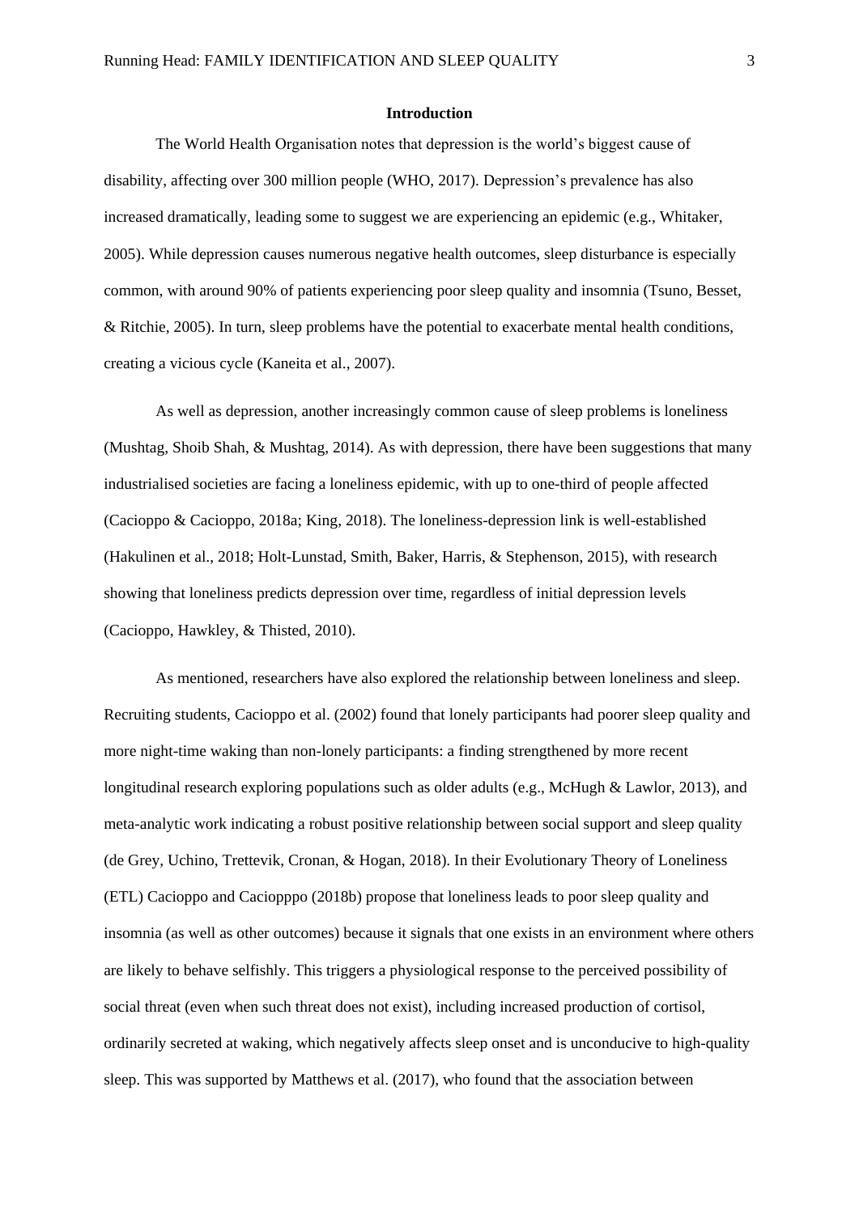# Introduction

The World Health Organisation notes that depression is the world's biggest cause of disability, affecting over 300 million people (WHO, 2017). Depression's prevalence has also increased dramatically, leading some to suggest we are experiencing an epidemic (e.g., Whitaker, 2005). While depression causes numerous negative health outcomes, sleep disturbance is especially common, with around 90% of patients experiencing poor sleep quality and insomnia (Tsuno, Besset, & Ritchie, 2005). In turn, sleep problems have the potential to exacerbate mental health conditions, creating a vicious cycle (Kaneita et al., 2007).

As well as depression, another increasingly common cause of sleep problems is loneliness (Mushtag, Shoib Shah, & Mushtag, 2014). As with depression, there have been suggestions that many industrialised societies are facing a loneliness epidemic, with up to one-third of people affected (Cacioppo & Cacioppo, 2018a; King, 2018). The loneliness-depression link is well-established (Hakulinen et al., 2018; Holt-Lunstad, Smith, Baker, Harris, & Stephenson, 2015), with research showing that loneliness predicts depression over time, regardless of initial depression levels (Cacioppo, Hawkley, & Thisted, 2010).

As mentioned, researchers have also explored the relationship between loneliness and sleep. Recruiting students, Cacioppo et al. (2002) found that lonely participants had poorer sleep quality and more night-time waking than non-lonely participants: a finding strengthened by more recent longitudinal research exploring populations such as older adults (e.g., McHugh & Lawlor, 2013), and meta-analytic work indicating a robust positive relationship between social support and sleep quality (de Grey, Uchino, Trettevik, Cronan, & Hogan, 2018). In their Evolutionary Theory of Loneliness (ETL) Cacioppo and Caciopppo (2018b) propose that loneliness leads to poor sleep quality and insomnia (as well as other outcomes) because it signals that one exists in an environment where others are likely to behave selfishly. This triggers a physiological response to the perceived possibility of social threat (even when such threat does not exist), including increased production of cortisol, ordinarily secreted at waking, which negatively affects sleep onset and is unconducive to high-quality sleep. This was supported by Matthews et al. (2017), who found that the association between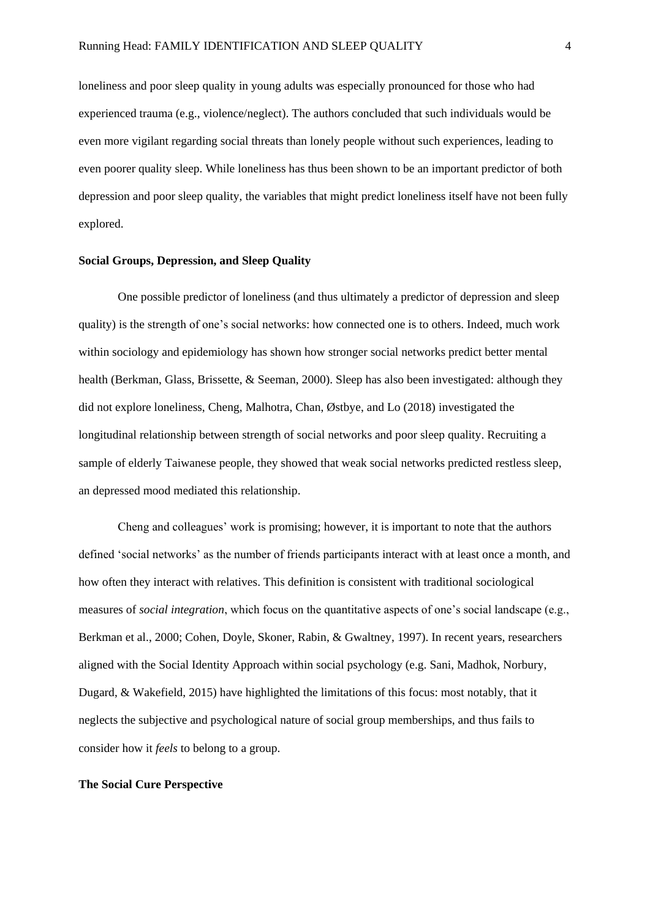loneliness and poor sleep quality in young adults was especially pronounced for those who had experienced trauma (e.g., violence/neglect). The authors concluded that such individuals would be even more vigilant regarding social threats than lonely people without such experiences, leading to even poorer quality sleep. While loneliness has thus been shown to be an important predictor of both depression and poor sleep quality, the variables that might predict loneliness itself have not been fully explored.

**Social Groups, Depression, and Sleep Quality**

One possible predictor of loneliness (and thus ultimately a predictor of depression and sleep quality) is the strength of one's social networks: how connected one is to others. Indeed, much work within sociology and epidemiology has shown how stronger social networks predict better mental health (Berkman, Glass, Brissette, & Seeman, 2000). Sleep has also been investigated: although they did not explore loneliness, Cheng, Malhotra, Chan, Østbye, and Lo (2018) investigated the longitudinal relationship between strength of social networks and poor sleep quality. Recruiting a sample of elderly Taiwanese people, they showed that weak social networks predicted restless sleep, an depressed mood mediated this relationship.

Cheng and colleagues' work is promising; however, it is important to note that the authors defined 'social networks' as the number of friends participants interact with at least once a month, and how often they interact with relatives. This definition is consistent with traditional sociological measures of *social integration*, which focus on the quantitative aspects of one's social landscape (e.g., Berkman et al., 2000; Cohen, Doyle, Skoner, Rabin, & Gwaltney, 1997). In recent years, researchers aligned with the Social Identity Approach within social psychology (e.g. Sani, Madhok, Norbury, Dugard, & Wakefield, 2015) have highlighted the limitations of this focus: most notably, that it neglects the subjective and psychological nature of social group memberships, and thus fails to consider how it *feels* to belong to a group.

**The Social Cure Perspective**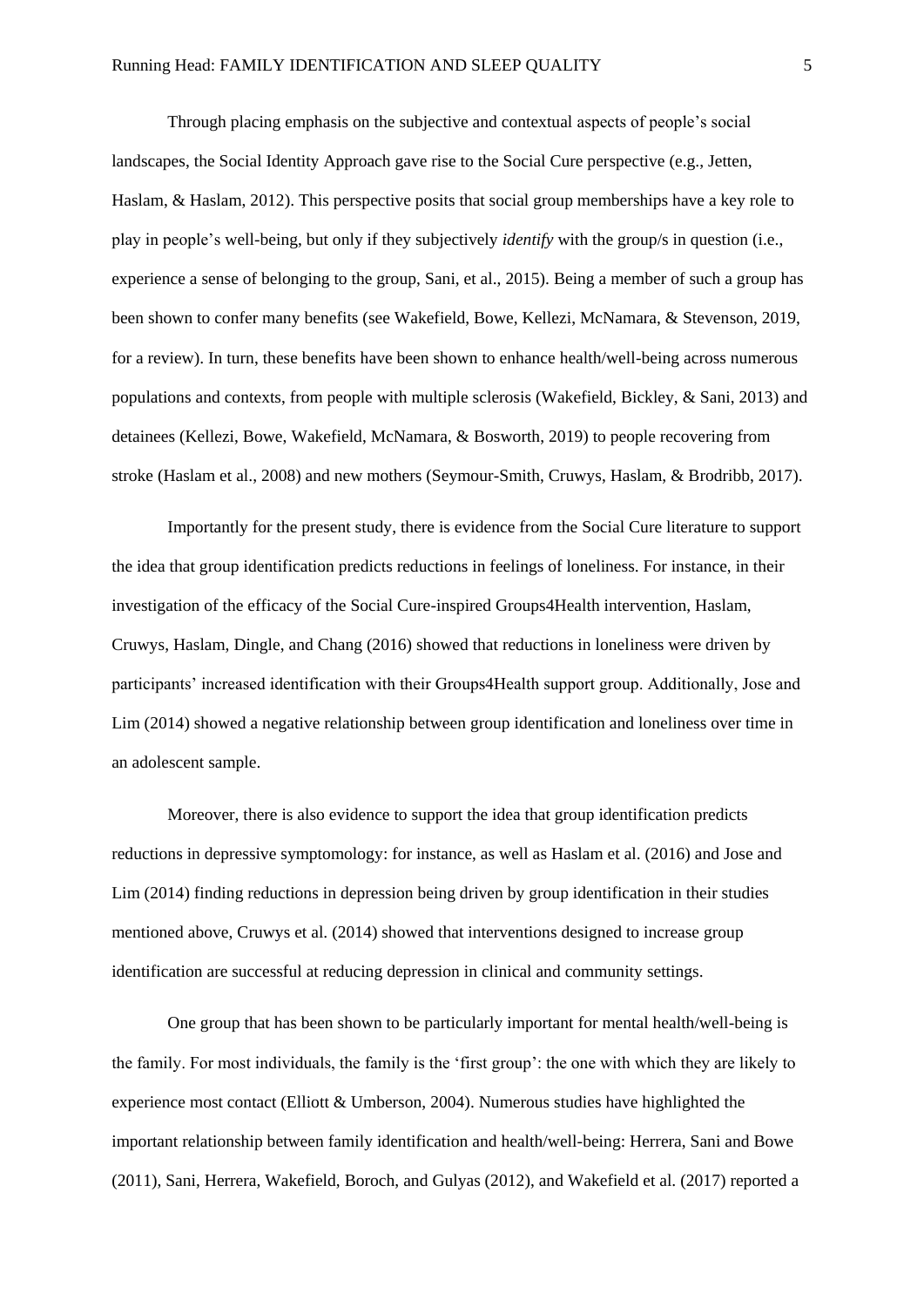Through placing emphasis on the subjective and contextual aspects of people's social landscapes, the Social Identity Approach gave rise to the Social Cure perspective (e.g., Jetten, Haslam, & Haslam, 2012). This perspective posits that social group memberships have a key role to play in people's well-being, but only if they subjectively *identify* with the group/s in question (i.e., experience a sense of belonging to the group, Sani, et al., 2015). Being a member of such a group has been shown to confer many benefits (see Wakefield, Bowe, Kellezi, McNamara, & Stevenson, 2019, for a review). In turn, these benefits have been shown to enhance health/well-being across numerous populations and contexts, from people with multiple sclerosis (Wakefield, Bickley, & Sani, 2013) and detainees (Kellezi, Bowe, Wakefield, McNamara, & Bosworth, 2019) to people recovering from stroke (Haslam et al., 2008) and new mothers (Seymour-Smith, Cruwys, Haslam, & Brodribb, 2017).

Importantly for the present study, there is evidence from the Social Cure literature to support the idea that group identification predicts reductions in feelings of loneliness. For instance, in their investigation of the efficacy of the Social Cure-inspired Groups4Health intervention, Haslam, Cruwys, Haslam, Dingle, and Chang (2016) showed that reductions in loneliness were driven by participants' increased identification with their Groups4Health support group. Additionally, Jose and Lim (2014) showed a negative relationship between group identification and loneliness over time in an adolescent sample.

Moreover, there is also evidence to support the idea that group identification predicts reductions in depressive symptomology: for instance, as well as Haslam et al. (2016) and Jose and Lim (2014) finding reductions in depression being driven by group identification in their studies mentioned above, Cruwys et al. (2014) showed that interventions designed to increase group identification are successful at reducing depression in clinical and community settings.

One group that has been shown to be particularly important for mental health/well-being is the family. For most individuals, the family is the 'first group': the one with which they are likely to experience most contact (Elliott & Umberson, 2004). Numerous studies have highlighted the important relationship between family identification and health/well-being: Herrera, Sani and Bowe (2011), Sani, Herrera, Wakefield, Boroch, and Gulyas (2012), and Wakefield et al. (2017) reported a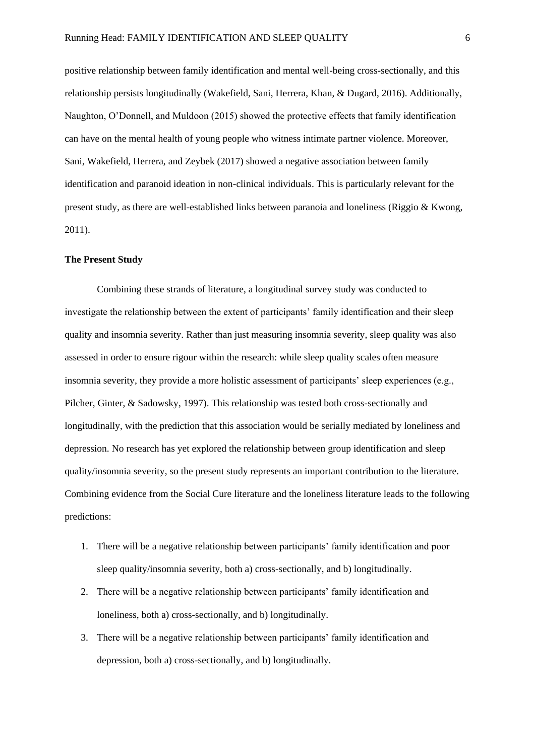positive relationship between family identification and mental well-being cross-sectionally, and this relationship persists longitudinally (Wakefield, Sani, Herrera, Khan, & Dugard, 2016). Additionally, Naughton, O'Donnell, and Muldoon (2015) showed the protective effects that family identification can have on the mental health of young people who witness intimate partner violence. Moreover, Sani, Wakefield, Herrera, and Zeybek (2017) showed a negative association between family identification and paranoid ideation in non-clinical individuals. This is particularly relevant for the present study, as there are well-established links between paranoia and loneliness (Riggio & Kwong, 2011).

**The Present Study**

Combining these strands of literature, a longitudinal survey study was conducted to investigate the relationship between the extent of participants' family identification and their sleep quality and insomnia severity. Rather than just measuring insomnia severity, sleep quality was also assessed in order to ensure rigour within the research: while sleep quality scales often measure insomnia severity, they provide a more holistic assessment of participants' sleep experiences (e.g., Pilcher, Ginter, & Sadowsky, 1997). This relationship was tested both cross-sectionally and longitudinally, with the prediction that this association would be serially mediated by loneliness and depression. No research has yet explored the relationship between group identification and sleep quality/insomnia severity, so the present study represents an important contribution to the literature. Combining evidence from the Social Cure literature and the loneliness literature leads to the following predictions:

1. There will be a negative relationship between participants' family identification and poor sleep quality/insomnia severity, both a) cross-sectionally, and b) longitudinally.
2. There will be a negative relationship between participants' family identification and loneliness, both a) cross-sectionally, and b) longitudinally.
3. There will be a negative relationship between participants' family identification and depression, both a) cross-sectionally, and b) longitudinally.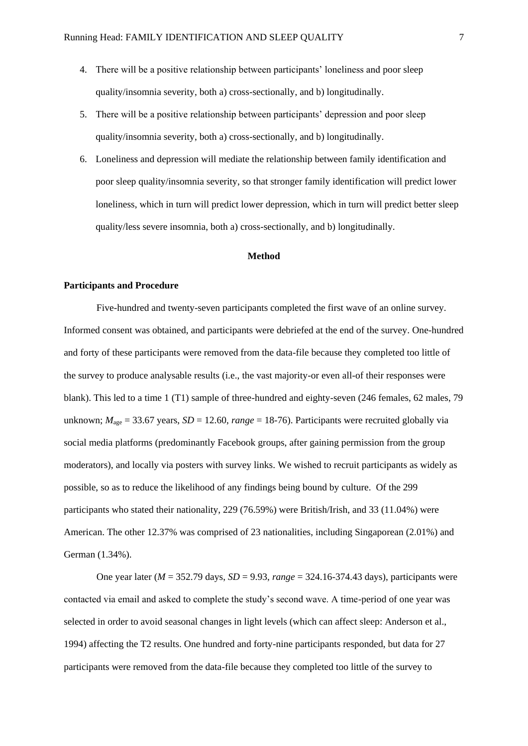4. There will be a positive relationship between participants' loneliness and poor sleep quality/insomnia severity, both a) cross-sectionally, and b) longitudinally.
5. There will be a positive relationship between participants' depression and poor sleep quality/insomnia severity, both a) cross-sectionally, and b) longitudinally.
6. Loneliness and depression will mediate the relationship between family identification and poor sleep quality/insomnia severity, so that stronger family identification will predict lower loneliness, which in turn will predict lower depression, which in turn will predict better sleep quality/less severe insomnia, both a) cross-sectionally, and b) longitudinally.

## Method

### Participants and Procedure

Five-hundred and twenty-seven participants completed the first wave of an online survey. Informed consent was obtained, and participants were debriefed at the end of the survey. One-hundred and forty of these participants were removed from the data-file because they completed too little of the survey to produce analysable results (i.e., the vast majority-or even all-of their responses were blank). This led to a time 1 (T1) sample of three-hundred and eighty-seven (246 females, 62 males, 79 unknown; $M_{age}$ = 33.67 years, *SD* = 12.60, *range* = 18-76). Participants were recruited globally via social media platforms (predominantly Facebook groups, after gaining permission from the group moderators), and locally via posters with survey links. We wished to recruit participants as widely as possible, so as to reduce the likelihood of any findings being bound by culture. Of the 299 participants who stated their nationality, 229 (76.59%) were British/Irish, and 33 (11.04%) were American. The other 12.37% was comprised of 23 nationalities, including Singaporean (2.01%) and German (1.34%).

One year later (*M* = 352.79 days, *SD* = 9.93, *range* = 324.16-374.43 days), participants were contacted via email and asked to complete the study's second wave. A time-period of one year was selected in order to avoid seasonal changes in light levels (which can affect sleep: Anderson et al., 1994) affecting the T2 results. One hundred and forty-nine participants responded, but data for 27 participants were removed from the data-file because they completed too little of the survey to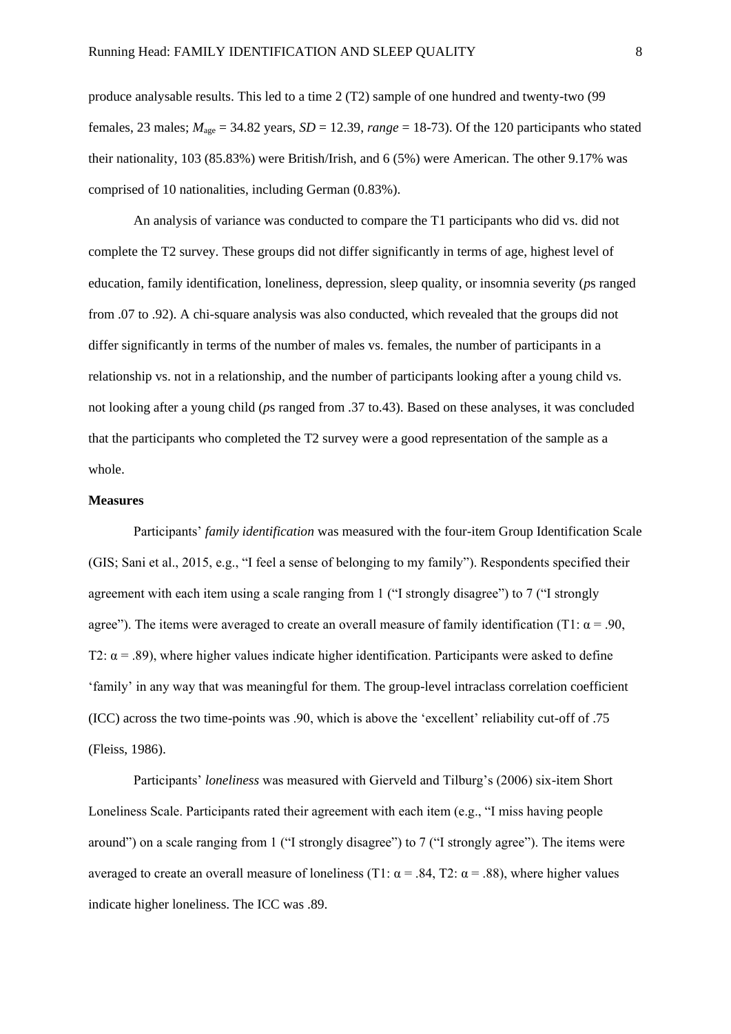produce analysable results. This led to a time 2 (T2) sample of one hundred and twenty-two (99 females, 23 males; $M_{age}$ = 34.82 years, *SD* = 12.39, *range* = 18-73). Of the 120 participants who stated their nationality, 103 (85.83%) were British/Irish, and 6 (5%) were American. The other 9.17% was comprised of 10 nationalities, including German (0.83%).

An analysis of variance was conducted to compare the T1 participants who did vs. did not complete the T2 survey. These groups did not differ significantly in terms of age, highest level of education, family identification, loneliness, depression, sleep quality, or insomnia severity (*p*s ranged from .07 to .92). A chi-square analysis was also conducted, which revealed that the groups did not differ significantly in terms of the number of males vs. females, the number of participants in a relationship vs. not in a relationship, and the number of participants looking after a young child vs. not looking after a young child (*p*s ranged from .37 to.43). Based on these analyses, it was concluded that the participants who completed the T2 survey were a good representation of the sample as a whole.

**Measures**

Participants' *family identification* was measured with the four-item Group Identification Scale (GIS; Sani et al., 2015, e.g., "I feel a sense of belonging to my family"). Respondents specified their agreement with each item using a scale ranging from 1 ("I strongly disagree") to 7 ("I strongly agree"). The items were averaged to create an overall measure of family identification (T1: $\alpha$ = .90, T2: $\alpha$ = .89), where higher values indicate higher identification. Participants were asked to define 'family' in any way that was meaningful for them. The group-level intraclass correlation coefficient (ICC) across the two time-points was .90, which is above the 'excellent' reliability cut-off of .75 (Fleiss, 1986).

Participants' *loneliness* was measured with Gierveld and Tilburg's (2006) six-item Short Loneliness Scale. Participants rated their agreement with each item (e.g., "I miss having people around") on a scale ranging from 1 ("I strongly disagree") to 7 ("I strongly agree"). The items were averaged to create an overall measure of loneliness (T1: $\alpha$ = .84, T2: $\alpha$ = .88), where higher values indicate higher loneliness. The ICC was .89.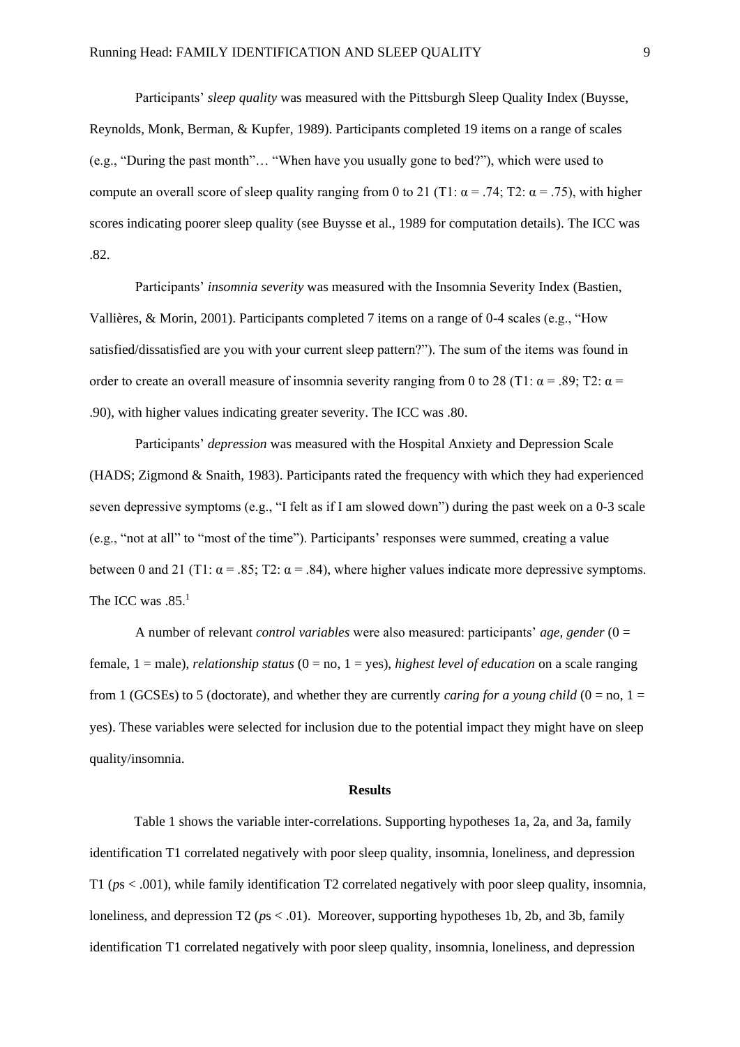Participants' *sleep quality* was measured with the Pittsburgh Sleep Quality Index (Buysse, Reynolds, Monk, Berman, & Kupfer, 1989). Participants completed 19 items on a range of scales (e.g., "During the past month"… "When have you usually gone to bed?"), which were used to compute an overall score of sleep quality ranging from 0 to 21 (T1: $\alpha = .74$; T2: $\alpha = .75$), with higher scores indicating poorer sleep quality (see Buysse et al., 1989 for computation details). The ICC was .82.

Participants' *insomnia severity* was measured with the Insomnia Severity Index (Bastien, Vallières, & Morin, 2001). Participants completed 7 items on a range of 0-4 scales (e.g., "How satisfied/dissatisfied are you with your current sleep pattern?"). The sum of the items was found in order to create an overall measure of insomnia severity ranging from 0 to 28 (T1: $\alpha = .89$; T2: $\alpha = .90$), with higher values indicating greater severity. The ICC was .80.

Participants' *depression* was measured with the Hospital Anxiety and Depression Scale (HADS; Zigmond & Snaith, 1983). Participants rated the frequency with which they had experienced seven depressive symptoms (e.g., "I felt as if I am slowed down") during the past week on a 0-3 scale (e.g., "not at all" to "most of the time"). Participants' responses were summed, creating a value between 0 and 21 (T1: $\alpha = .85$; T2: $\alpha = .84$), where higher values indicate more depressive symptoms. The ICC was .85.[1]

A number of relevant *control variables* were also measured: participants' *age*, *gender* (0 = female, 1 = male), *relationship status* (0 = no, 1 = yes), *highest level of education* on a scale ranging from 1 (GCSEs) to 5 (doctorate), and whether they are currently *caring for a young child* (0 = no, 1 = yes). These variables were selected for inclusion due to the potential impact they might have on sleep quality/insomnia.

## Results

Table 1 shows the variable inter-correlations. Supporting hypotheses 1a, 2a, and 3a, family identification T1 correlated negatively with poor sleep quality, insomnia, loneliness, and depression T1 (*p*s < .001), while family identification T2 correlated negatively with poor sleep quality, insomnia, loneliness, and depression T2 (*p*s < .01). Moreover, supporting hypotheses 1b, 2b, and 3b, family identification T1 correlated negatively with poor sleep quality, insomnia, loneliness, and depression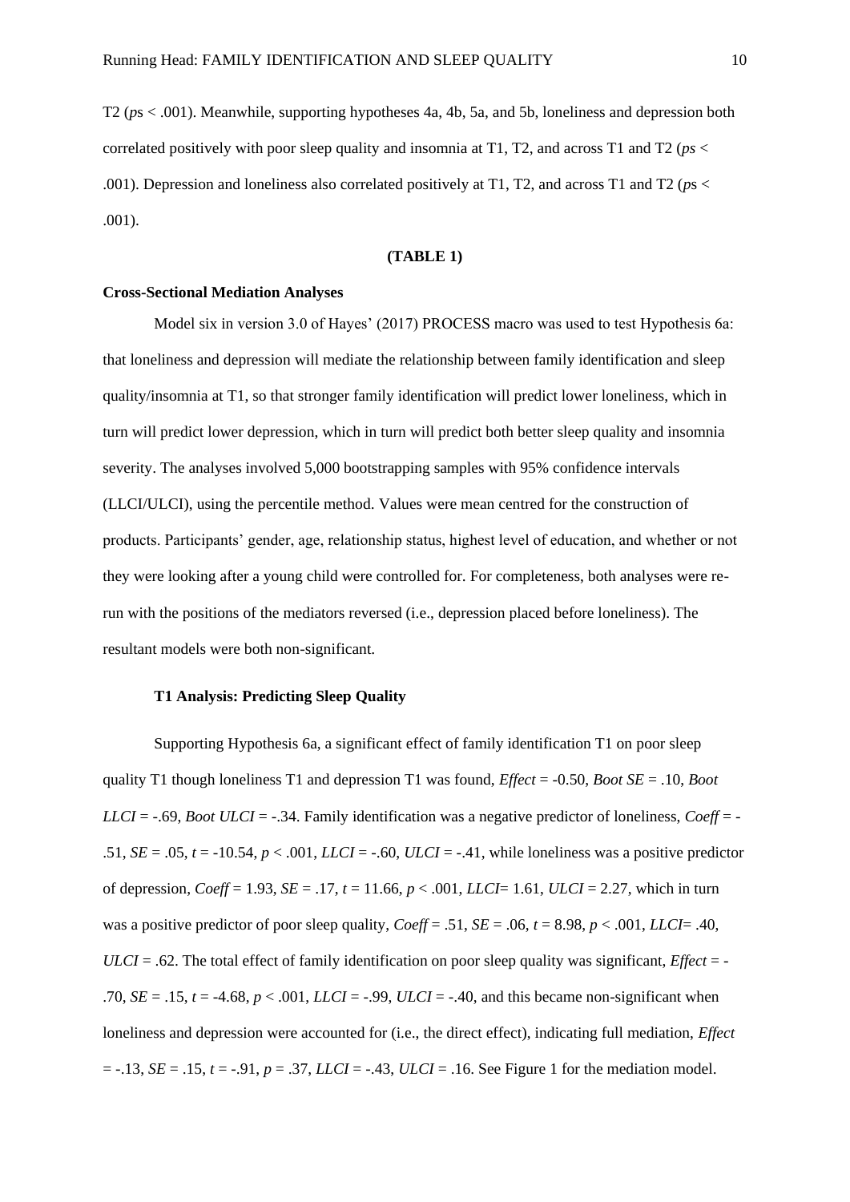T2 (*p*s < .001). Meanwhile, supporting hypotheses 4a, 4b, 5a, and 5b, loneliness and depression both correlated positively with poor sleep quality and insomnia at T1, T2, and across T1 and T2 (*ps* < .001). Depression and loneliness also correlated positively at T1, T2, and across T1 and T2 (*p*s < .001).

**(TABLE 1)**

**Cross-Sectional Mediation Analyses**

Model six in version 3.0 of Hayes' (2017) PROCESS macro was used to test Hypothesis 6a: that loneliness and depression will mediate the relationship between family identification and sleep quality/insomnia at T1, so that stronger family identification will predict lower loneliness, which in turn will predict lower depression, which in turn will predict both better sleep quality and insomnia severity. The analyses involved 5,000 bootstrapping samples with 95% confidence intervals (LLCI/ULCI), using the percentile method. Values were mean centred for the construction of products. Participants' gender, age, relationship status, highest level of education, and whether or not they were looking after a young child were controlled for. For completeness, both analyses were re-run with the positions of the mediators reversed (i.e., depression placed before loneliness). The resultant models were both non-significant.

**T1 Analysis: Predicting Sleep Quality**

Supporting Hypothesis 6a, a significant effect of family identification T1 on poor sleep quality T1 though loneliness T1 and depression T1 was found, *Effect* = -0.50, *Boot SE* = .10, *Boot LLCI* = -.69, *Boot ULCI* = -.34. Family identification was a negative predictor of loneliness, *Coeff* = -.51, *SE* = .05, *t* = -10.54, *p* < .001, *LLCI* = -.60, *ULCI* = -.41, while loneliness was a positive predictor of depression, *Coeff* = 1.93, *SE* = .17, *t* = 11.66, *p* < .001, *LLCI*= 1.61, *ULCI* = 2.27, which in turn was a positive predictor of poor sleep quality, *Coeff* = .51, *SE* = .06, *t* = 8.98, *p* < .001, *LLCI*= .40, *ULCI* = .62. The total effect of family identification on poor sleep quality was significant, *Effect* = -.70, *SE* = .15, *t* = -4.68, *p* < .001, *LLCI* = -.99, *ULCI* = -.40, and this became non-significant when loneliness and depression were accounted for (i.e., the direct effect), indicating full mediation, *Effect* = -.13, *SE* = .15, *t* = -.91, *p* = .37, *LLCI* = -.43, *ULCI* = .16. See Figure 1 for the mediation model.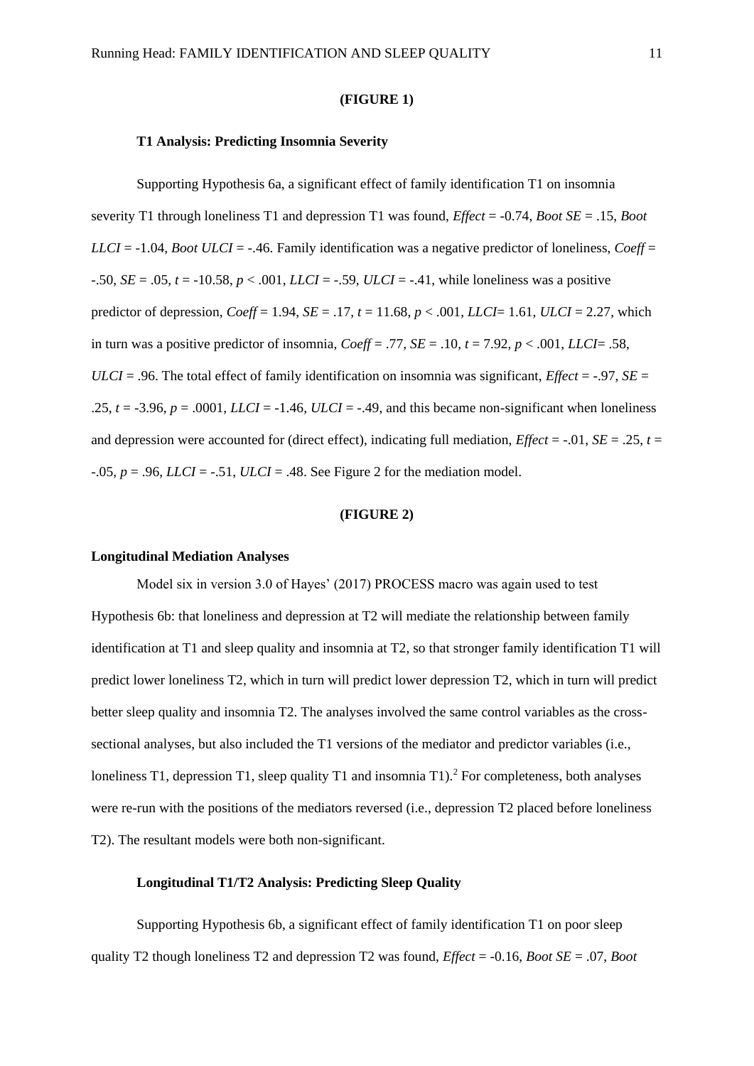**(FIGURE 1)**

### T1 Analysis: Predicting Insomnia Severity

Supporting Hypothesis 6a, a significant effect of family identification T1 on insomnia severity T1 through loneliness T1 and depression T1 was found, *Effect* = -0.74, *Boot SE* = .15, *Boot LLCI* = -1.04, *Boot ULCI* = -.46. Family identification was a negative predictor of loneliness, *Coeff* = -.50, *SE* = .05, *t* = -10.58, $p < .001$, *LLCI* = -.59, *ULCI* = -.41, while loneliness was a positive predictor of depression, *Coeff* = 1.94, *SE* = .17, *t* = 11.68, $p < .001$, *LLCI*= 1.61, *ULCI* = 2.27, which in turn was a positive predictor of insomnia, *Coeff* = .77, *SE* = .10, *t* = 7.92, $p < .001$, *LLCI*= .58, *ULCI* = .96. The total effect of family identification on insomnia was significant, *Effect* = -.97, *SE* = .25, *t* = -3.96, $p = .0001$, *LLCI* = -1.46, *ULCI* = -.49, and this became non-significant when loneliness and depression were accounted for (direct effect), indicating full mediation, *Effect* = -.01, *SE* = .25, *t* = -.05, $p = .96$, *LLCI* = -.51, *ULCI* = .48. See Figure 2 for the mediation model.

**(FIGURE 2)**

## Longitudinal Mediation Analyses

Model six in version 3.0 of Hayes' (2017) PROCESS macro was again used to test Hypothesis 6b: that loneliness and depression at T2 will mediate the relationship between family identification at T1 and sleep quality and insomnia at T2, so that stronger family identification T1 will predict lower loneliness T2, which in turn will predict lower depression T2, which in turn will predict better sleep quality and insomnia T2. The analyses involved the same control variables as the cross-sectional analyses, but also included the T1 versions of the mediator and predictor variables (i.e., loneliness T1, depression T1, sleep quality T1 and insomnia T1).[2] For completeness, both analyses were re-run with the positions of the mediators reversed (i.e., depression T2 placed before loneliness T2). The resultant models were both non-significant.

### Longitudinal T1/T2 Analysis: Predicting Sleep Quality

Supporting Hypothesis 6b, a significant effect of family identification T1 on poor sleep quality T2 though loneliness T2 and depression T2 was found, *Effect* = -0.16, *Boot SE* = .07, *Boot*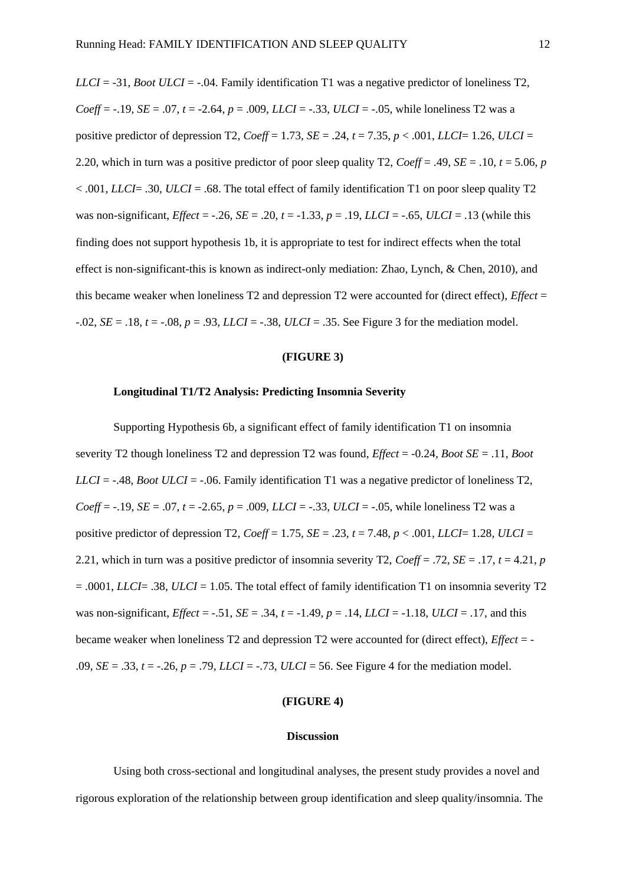*LLCI* = -31, *Boot ULCI* = -.04. Family identification T1 was a negative predictor of loneliness T2, *Coeff* = -.19, *SE* = .07, *t* = -2.64, *p* = .009, *LLCI* = -.33, *ULCI* = -.05, while loneliness T2 was a positive predictor of depression T2, *Coeff* = 1.73, *SE* = .24, *t* = 7.35, *p* < .001, *LLCI*= 1.26, *ULCI* = 2.20, which in turn was a positive predictor of poor sleep quality T2, *Coeff* = .49, *SE* = .10, *t* = 5.06, *p* < .001, *LLCI*= .30, *ULCI* = .68. The total effect of family identification T1 on poor sleep quality T2 was non-significant, *Effect* = -.26, *SE* = .20, *t* = -1.33, *p* = .19, *LLCI* = -.65, *ULCI* = .13 (while this finding does not support hypothesis 1b, it is appropriate to test for indirect effects when the total effect is non-significant-this is known as indirect-only mediation: Zhao, Lynch, & Chen, 2010), and this became weaker when loneliness T2 and depression T2 were accounted for (direct effect), *Effect* = -.02, *SE* = .18, *t* = -.08, *p* = .93, *LLCI* = -.38, *ULCI* = .35. See Figure 3 for the mediation model.

**(FIGURE 3)**

### Longitudinal T1/T2 Analysis: Predicting Insomnia Severity

Supporting Hypothesis 6b, a significant effect of family identification T1 on insomnia severity T2 though loneliness T2 and depression T2 was found, *Effect* = -0.24, *Boot SE* = .11, *Boot LLCI* = -.48, *Boot ULCI* = -.06. Family identification T1 was a negative predictor of loneliness T2, *Coeff* = -.19, *SE* = .07, *t* = -2.65, *p* = .009, *LLCI* = -.33, *ULCI* = -.05, while loneliness T2 was a positive predictor of depression T2, *Coeff* = 1.75, *SE* = .23, *t* = 7.48, *p* < .001, *LLCI*= 1.28, *ULCI* = 2.21, which in turn was a positive predictor of insomnia severity T2, *Coeff* = .72, *SE* = .17, *t* = 4.21, *p* = .0001, *LLCI*= .38, *ULCI* = 1.05. The total effect of family identification T1 on insomnia severity T2 was non-significant, *Effect* = -.51, *SE* = .34, *t* = -1.49, *p* = .14, *LLCI* = -1.18, *ULCI* = .17, and this became weaker when loneliness T2 and depression T2 were accounted for (direct effect), *Effect* = -.09, *SE* = .33, *t* = -.26, *p* = .79, *LLCI* = -.73, *ULCI* = 56. See Figure 4 for the mediation model.

**(FIGURE 4)**

## Discussion

Using both cross-sectional and longitudinal analyses, the present study provides a novel and rigorous exploration of the relationship between group identification and sleep quality/insomnia. The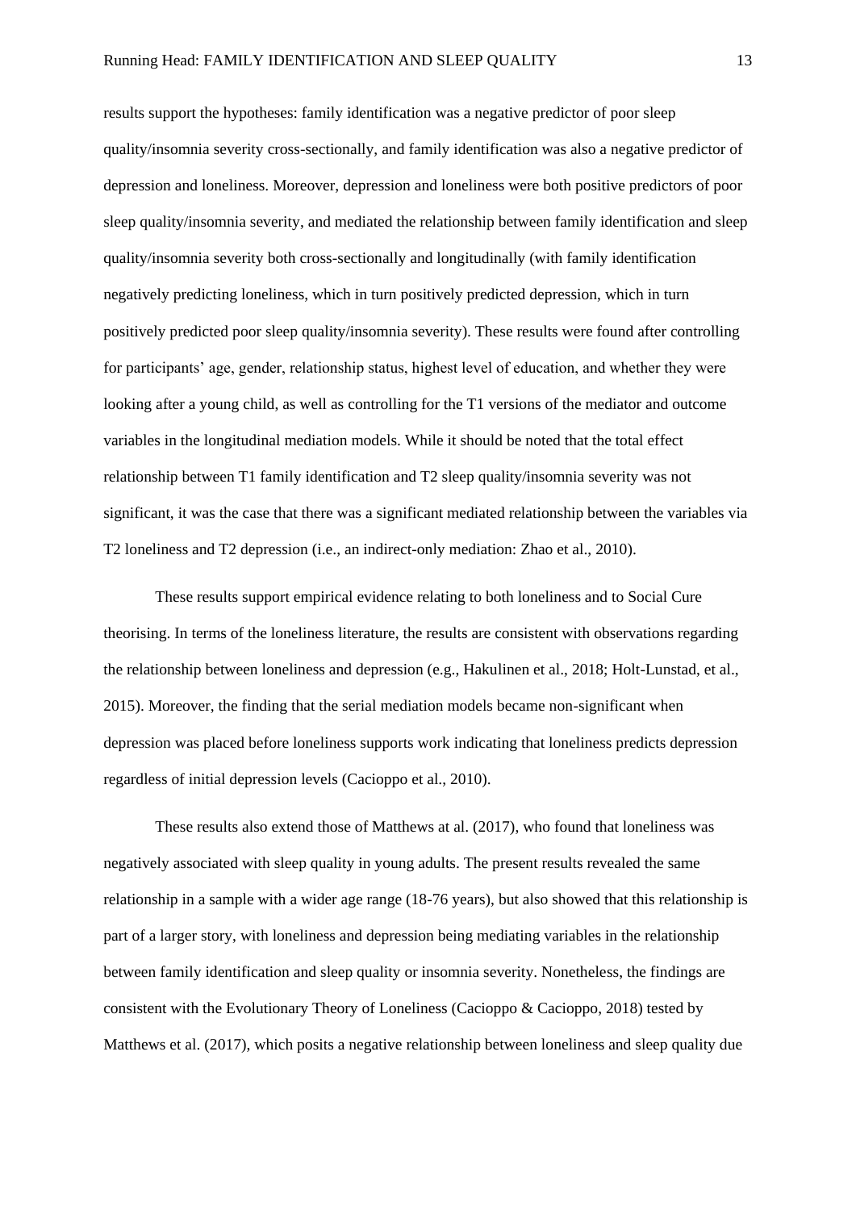results support the hypotheses: family identification was a negative predictor of poor sleep quality/insomnia severity cross-sectionally, and family identification was also a negative predictor of depression and loneliness. Moreover, depression and loneliness were both positive predictors of poor sleep quality/insomnia severity, and mediated the relationship between family identification and sleep quality/insomnia severity both cross-sectionally and longitudinally (with family identification negatively predicting loneliness, which in turn positively predicted depression, which in turn positively predicted poor sleep quality/insomnia severity). These results were found after controlling for participants' age, gender, relationship status, highest level of education, and whether they were looking after a young child, as well as controlling for the T1 versions of the mediator and outcome variables in the longitudinal mediation models. While it should be noted that the total effect relationship between T1 family identification and T2 sleep quality/insomnia severity was not significant, it was the case that there was a significant mediated relationship between the variables via T2 loneliness and T2 depression (i.e., an indirect-only mediation: Zhao et al., 2010).

These results support empirical evidence relating to both loneliness and to Social Cure theorising. In terms of the loneliness literature, the results are consistent with observations regarding the relationship between loneliness and depression (e.g., Hakulinen et al., 2018; Holt-Lunstad, et al., 2015). Moreover, the finding that the serial mediation models became non-significant when depression was placed before loneliness supports work indicating that loneliness predicts depression regardless of initial depression levels (Cacioppo et al., 2010).

These results also extend those of Matthews at al. (2017), who found that loneliness was negatively associated with sleep quality in young adults. The present results revealed the same relationship in a sample with a wider age range (18-76 years), but also showed that this relationship is part of a larger story, with loneliness and depression being mediating variables in the relationship between family identification and sleep quality or insomnia severity. Nonetheless, the findings are consistent with the Evolutionary Theory of Loneliness (Cacioppo & Cacioppo, 2018) tested by Matthews et al. (2017), which posits a negative relationship between loneliness and sleep quality due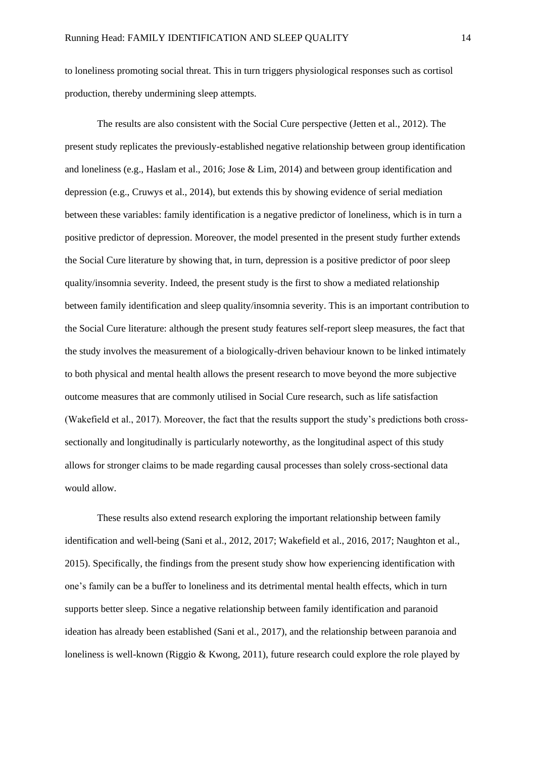to loneliness promoting social threat. This in turn triggers physiological responses such as cortisol production, thereby undermining sleep attempts.

The results are also consistent with the Social Cure perspective (Jetten et al., 2012). The present study replicates the previously-established negative relationship between group identification and loneliness (e.g., Haslam et al., 2016; Jose & Lim, 2014) and between group identification and depression (e.g., Cruwys et al., 2014), but extends this by showing evidence of serial mediation between these variables: family identification is a negative predictor of loneliness, which is in turn a positive predictor of depression. Moreover, the model presented in the present study further extends the Social Cure literature by showing that, in turn, depression is a positive predictor of poor sleep quality/insomnia severity. Indeed, the present study is the first to show a mediated relationship between family identification and sleep quality/insomnia severity. This is an important contribution to the Social Cure literature: although the present study features self-report sleep measures, the fact that the study involves the measurement of a biologically-driven behaviour known to be linked intimately to both physical and mental health allows the present research to move beyond the more subjective outcome measures that are commonly utilised in Social Cure research, such as life satisfaction (Wakefield et al., 2017). Moreover, the fact that the results support the study's predictions both cross-sectionally and longitudinally is particularly noteworthy, as the longitudinal aspect of this study allows for stronger claims to be made regarding causal processes than solely cross-sectional data would allow.

These results also extend research exploring the important relationship between family identification and well-being (Sani et al., 2012, 2017; Wakefield et al., 2016, 2017; Naughton et al., 2015). Specifically, the findings from the present study show how experiencing identification with one's family can be a buffer to loneliness and its detrimental mental health effects, which in turn supports better sleep. Since a negative relationship between family identification and paranoid ideation has already been established (Sani et al., 2017), and the relationship between paranoia and loneliness is well-known (Riggio & Kwong, 2011), future research could explore the role played by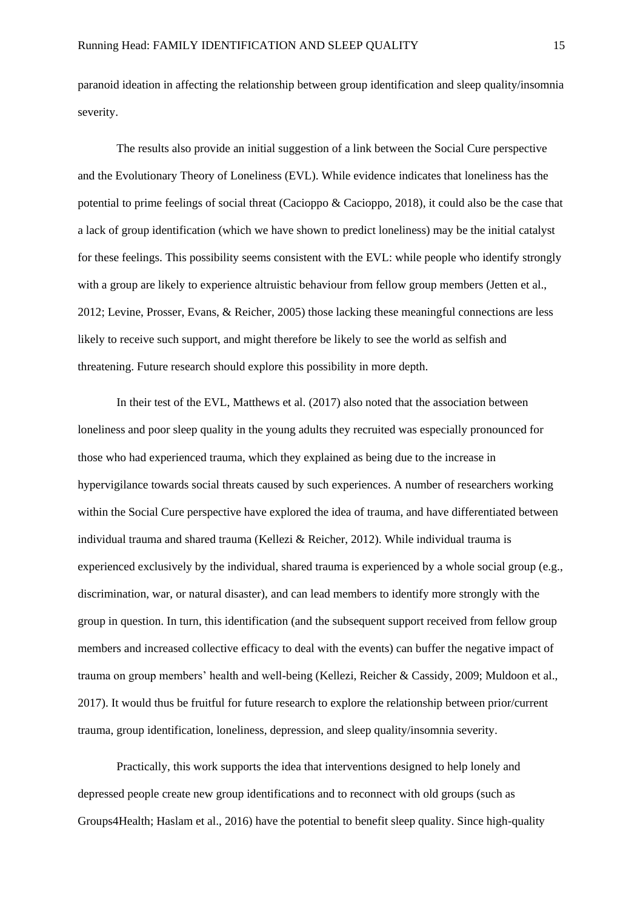paranoid ideation in affecting the relationship between group identification and sleep quality/insomnia severity.

The results also provide an initial suggestion of a link between the Social Cure perspective and the Evolutionary Theory of Loneliness (EVL). While evidence indicates that loneliness has the potential to prime feelings of social threat (Cacioppo & Cacioppo, 2018), it could also be the case that a lack of group identification (which we have shown to predict loneliness) may be the initial catalyst for these feelings. This possibility seems consistent with the EVL: while people who identify strongly with a group are likely to experience altruistic behaviour from fellow group members (Jetten et al., 2012; Levine, Prosser, Evans, & Reicher, 2005) those lacking these meaningful connections are less likely to receive such support, and might therefore be likely to see the world as selfish and threatening. Future research should explore this possibility in more depth.

In their test of the EVL, Matthews et al. (2017) also noted that the association between loneliness and poor sleep quality in the young adults they recruited was especially pronounced for those who had experienced trauma, which they explained as being due to the increase in hypervigilance towards social threats caused by such experiences. A number of researchers working within the Social Cure perspective have explored the idea of trauma, and have differentiated between individual trauma and shared trauma (Kellezi & Reicher, 2012). While individual trauma is experienced exclusively by the individual, shared trauma is experienced by a whole social group (e.g., discrimination, war, or natural disaster), and can lead members to identify more strongly with the group in question. In turn, this identification (and the subsequent support received from fellow group members and increased collective efficacy to deal with the events) can buffer the negative impact of trauma on group members' health and well-being (Kellezi, Reicher & Cassidy, 2009; Muldoon et al., 2017). It would thus be fruitful for future research to explore the relationship between prior/current trauma, group identification, loneliness, depression, and sleep quality/insomnia severity.

Practically, this work supports the idea that interventions designed to help lonely and depressed people create new group identifications and to reconnect with old groups (such as Groups4Health; Haslam et al., 2016) have the potential to benefit sleep quality. Since high-quality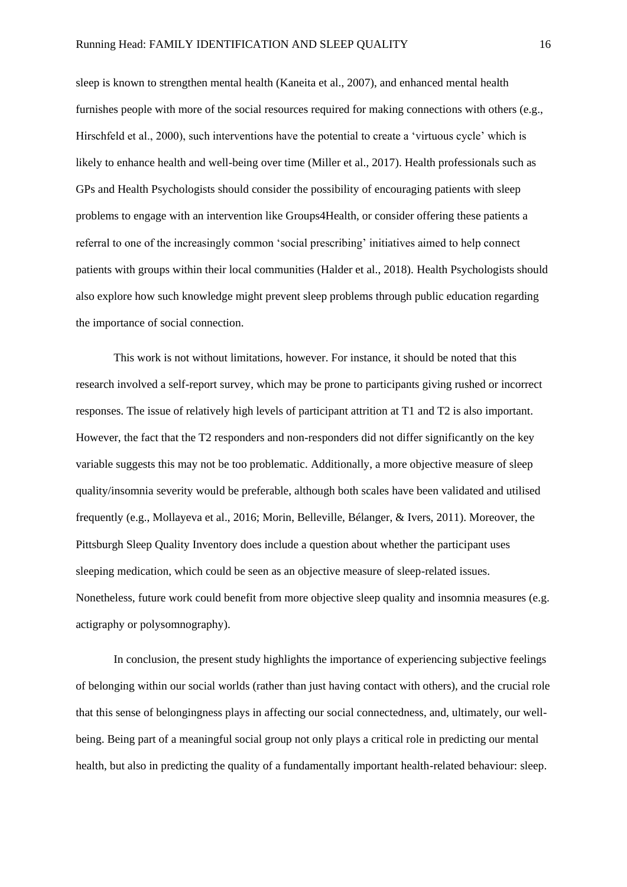sleep is known to strengthen mental health (Kaneita et al., 2007), and enhanced mental health furnishes people with more of the social resources required for making connections with others (e.g., Hirschfeld et al., 2000), such interventions have the potential to create a 'virtuous cycle' which is likely to enhance health and well-being over time (Miller et al., 2017). Health professionals such as GPs and Health Psychologists should consider the possibility of encouraging patients with sleep problems to engage with an intervention like Groups4Health, or consider offering these patients a referral to one of the increasingly common 'social prescribing' initiatives aimed to help connect patients with groups within their local communities (Halder et al., 2018). Health Psychologists should also explore how such knowledge might prevent sleep problems through public education regarding the importance of social connection.

This work is not without limitations, however. For instance, it should be noted that this research involved a self-report survey, which may be prone to participants giving rushed or incorrect responses. The issue of relatively high levels of participant attrition at T1 and T2 is also important. However, the fact that the T2 responders and non-responders did not differ significantly on the key variable suggests this may not be too problematic. Additionally, a more objective measure of sleep quality/insomnia severity would be preferable, although both scales have been validated and utilised frequently (e.g., Mollayeva et al., 2016; Morin, Belleville, Bélanger, & Ivers, 2011). Moreover, the Pittsburgh Sleep Quality Inventory does include a question about whether the participant uses sleeping medication, which could be seen as an objective measure of sleep-related issues. Nonetheless, future work could benefit from more objective sleep quality and insomnia measures (e.g. actigraphy or polysomnography).

In conclusion, the present study highlights the importance of experiencing subjective feelings of belonging within our social worlds (rather than just having contact with others), and the crucial role that this sense of belongingness plays in affecting our social connectedness, and, ultimately, our well-being. Being part of a meaningful social group not only plays a critical role in predicting our mental health, but also in predicting the quality of a fundamentally important health-related behaviour: sleep.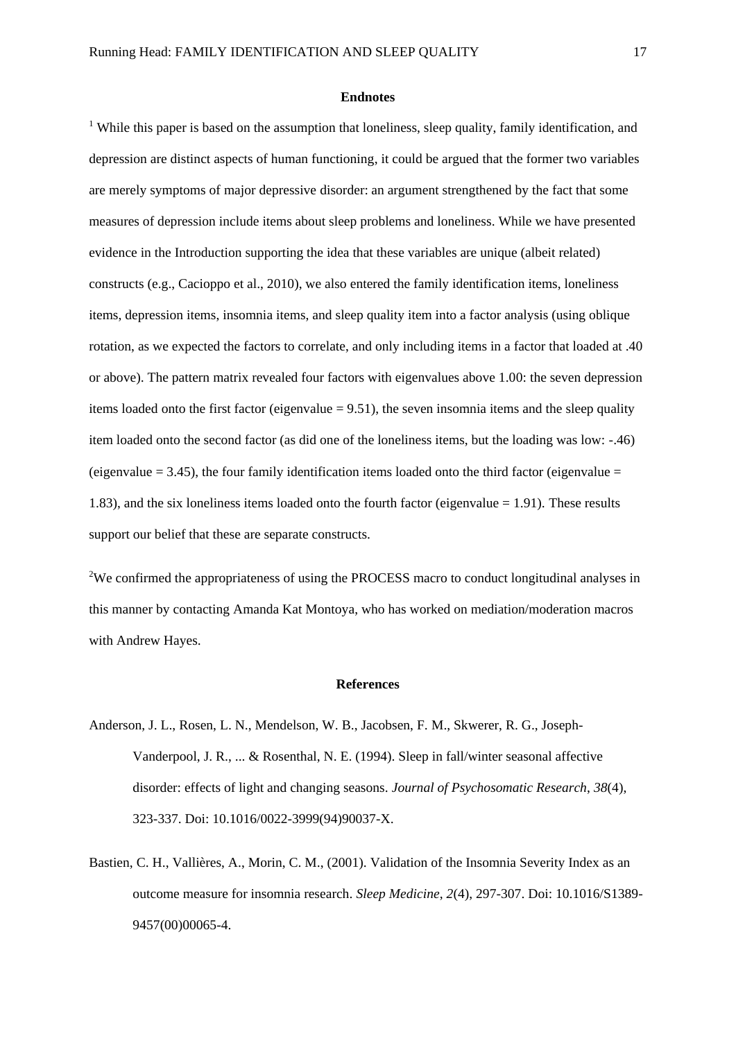## Endnotes

[1] While this paper is based on the assumption that loneliness, sleep quality, family identification, and depression are distinct aspects of human functioning, it could be argued that the former two variables are merely symptoms of major depressive disorder: an argument strengthened by the fact that some measures of depression include items about sleep problems and loneliness. While we have presented evidence in the Introduction supporting the idea that these variables are unique (albeit related) constructs (e.g., Cacioppo et al., 2010), we also entered the family identification items, loneliness items, depression items, insomnia items, and sleep quality item into a factor analysis (using oblique rotation, as we expected the factors to correlate, and only including items in a factor that loaded at .40 or above). The pattern matrix revealed four factors with eigenvalues above 1.00: the seven depression items loaded onto the first factor (eigenvalue = 9.51), the seven insomnia items and the sleep quality item loaded onto the second factor (as did one of the loneliness items, but the loading was low: -.46) (eigenvalue = 3.45), the four family identification items loaded onto the third factor (eigenvalue = 1.83), and the six loneliness items loaded onto the fourth factor (eigenvalue = 1.91). These results support our belief that these are separate constructs.

[2] We confirmed the appropriateness of using the PROCESS macro to conduct longitudinal analyses in this manner by contacting Amanda Kat Montoya, who has worked on mediation/moderation macros with Andrew Hayes.

## References

Anderson, J. L., Rosen, L. N., Mendelson, W. B., Jacobsen, F. M., Skwerer, R. G., Joseph-Vanderpool, J. R., ... & Rosenthal, N. E. (1994). Sleep in fall/winter seasonal affective disorder: effects of light and changing seasons. *Journal of Psychosomatic Research*, *38*(4), 323-337. Doi: 10.1016/0022-3999(94)90037-X.

Bastien, C. H., Vallières, A., Morin, C. M., (2001). Validation of the Insomnia Severity Index as an outcome measure for insomnia research. *Sleep Medicine*, *2*(4), 297-307. Doi: 10.1016/S1389-9457(00)00065-4.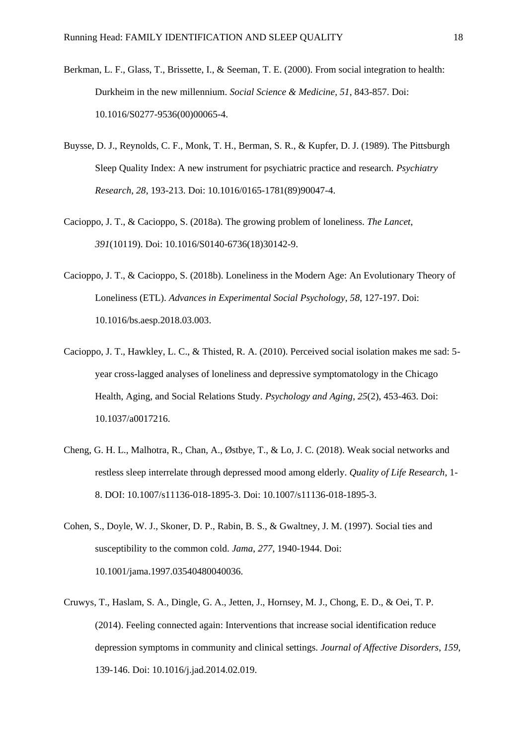Berkman, L. F., Glass, T., Brissette, I., & Seeman, T. E. (2000). From social integration to health: Durkheim in the new millennium. *Social Science & Medicine*, *51*, 843-857. Doi: 10.1016/S0277-9536(00)00065-4.

Buysse, D. J., Reynolds, C. F., Monk, T. H., Berman, S. R., & Kupfer, D. J. (1989). The Pittsburgh Sleep Quality Index: A new instrument for psychiatric practice and research. *Psychiatry Research*, *28*, 193-213. Doi: 10.1016/0165-1781(89)90047-4.

Cacioppo, J. T., & Cacioppo, S. (2018a). The growing problem of loneliness. *The Lancet*, *391*(10119). Doi: 10.1016/S0140-6736(18)30142-9.

Cacioppo, J. T., & Cacioppo, S. (2018b). Loneliness in the Modern Age: An Evolutionary Theory of Loneliness (ETL). *Advances in Experimental Social Psychology*, *58*, 127-197. Doi: 10.1016/bs.aesp.2018.03.003.

Cacioppo, J. T., Hawkley, L. C., & Thisted, R. A. (2010). Perceived social isolation makes me sad: 5-year cross-lagged analyses of loneliness and depressive symptomatology in the Chicago Health, Aging, and Social Relations Study. *Psychology and Aging*, *25*(2), 453-463. Doi: 10.1037/a0017216.

Cheng, G. H. L., Malhotra, R., Chan, A., Østbye, T., & Lo, J. C. (2018). Weak social networks and restless sleep interrelate through depressed mood among elderly. *Quality of Life Research*, 1-8. DOI: 10.1007/s11136-018-1895-3. Doi: 10.1007/s11136-018-1895-3.

Cohen, S., Doyle, W. J., Skoner, D. P., Rabin, B. S., & Gwaltney, J. M. (1997). Social ties and susceptibility to the common cold. *Jama*, *277*, 1940-1944. Doi: 10.1001/jama.1997.03540480040036.

Cruwys, T., Haslam, S. A., Dingle, G. A., Jetten, J., Hornsey, M. J., Chong, E. D., & Oei, T. P. (2014). Feeling connected again: Interventions that increase social identification reduce depression symptoms in community and clinical settings. *Journal of Affective Disorders*, *159*, 139-146. Doi: 10.1016/j.jad.2014.02.019.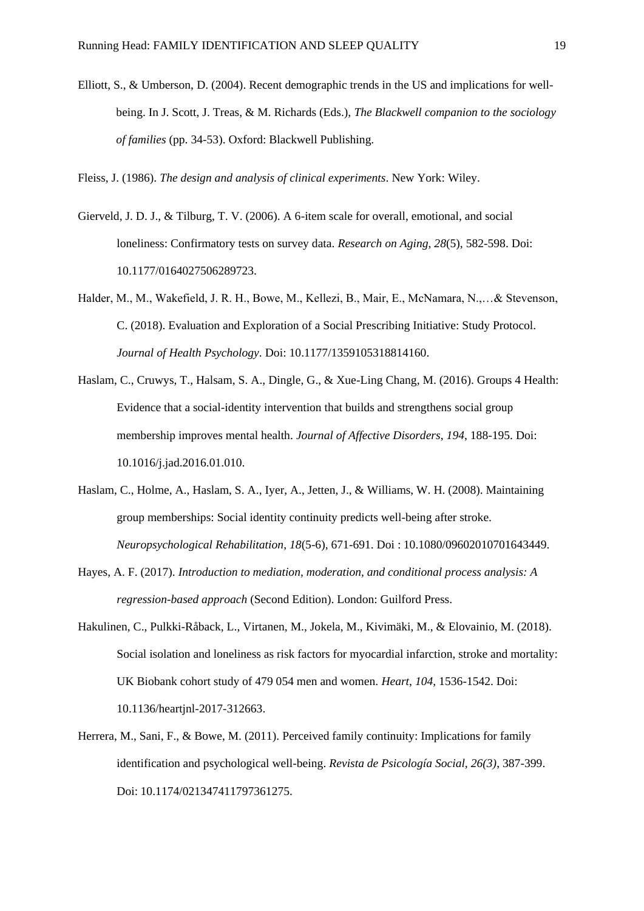Elliott, S., & Umberson, D. (2004). Recent demographic trends in the US and implications for well-being. In J. Scott, J. Treas, & M. Richards (Eds.), *The Blackwell companion to the sociology of families* (pp. 34-53). Oxford: Blackwell Publishing.

Fleiss, J. (1986). *The design and analysis of clinical experiments*. New York: Wiley.

Gierveld, J. D. J., & Tilburg, T. V. (2006). A 6-item scale for overall, emotional, and social loneliness: Confirmatory tests on survey data. *Research on Aging*, *28*(5), 582-598. Doi: 10.1177/0164027506289723.

Halder, M., M., Wakefield, J. R. H., Bowe, M., Kellezi, B., Mair, E., McNamara, N.,…& Stevenson, C. (2018). Evaluation and Exploration of a Social Prescribing Initiative: Study Protocol. *Journal of Health Psychology*. Doi: 10.1177/1359105318814160.

Haslam, C., Cruwys, T., Halsam, S. A., Dingle, G., & Xue-Ling Chang, M. (2016). Groups 4 Health: Evidence that a social-identity intervention that builds and strengthens social group membership improves mental health. *Journal of Affective Disorders*, *194*, 188-195. Doi: 10.1016/j.jad.2016.01.010.

Haslam, C., Holme, A., Haslam, S. A., Iyer, A., Jetten, J., & Williams, W. H. (2008). Maintaining group memberships: Social identity continuity predicts well-being after stroke. *Neuropsychological Rehabilitation*, *18*(5-6), 671-691. Doi : 10.1080/09602010701643449.

Hayes, A. F. (2017). *Introduction to mediation, moderation, and conditional process analysis: A regression-based approach* (Second Edition). London: Guilford Press.

Hakulinen, C., Pulkki-Råback, L., Virtanen, M., Jokela, M., Kivimäki, M., & Elovainio, M. (2018). Social isolation and loneliness as risk factors for myocardial infarction, stroke and mortality: UK Biobank cohort study of 479 054 men and women. *Heart*, *104*, 1536-1542. Doi: 10.1136/heartjnl-2017-312663.

Herrera, M., Sani, F., & Bowe, M. (2011). Perceived family continuity: Implications for family identification and psychological well-being. *Revista de Psicología Social*, *26(3)*, 387-399. Doi: 10.1174/021347411797361275.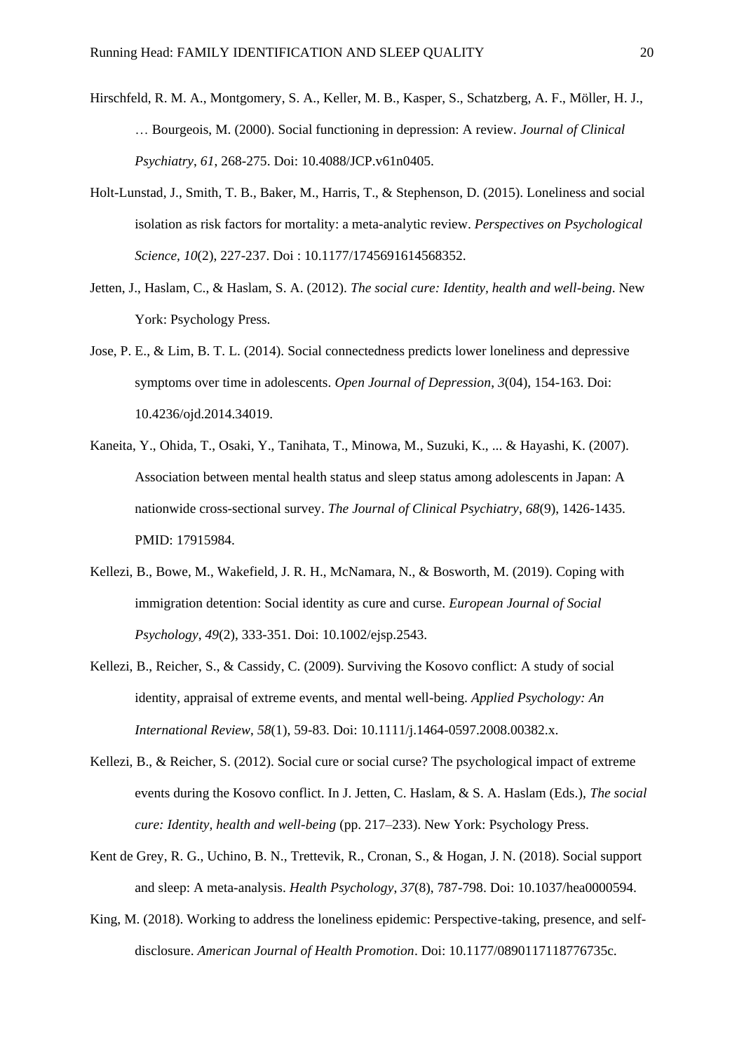Hirschfeld, R. M. A., Montgomery, S. A., Keller, M. B., Kasper, S., Schatzberg, A. F., Möller, H. J., … Bourgeois, M. (2000). Social functioning in depression: A review. *Journal of Clinical Psychiatry*, *61*, 268-275. Doi: 10.4088/JCP.v61n0405.

Holt-Lunstad, J., Smith, T. B., Baker, M., Harris, T., & Stephenson, D. (2015). Loneliness and social isolation as risk factors for mortality: a meta-analytic review. *Perspectives on Psychological Science*, *10*(2), 227-237. Doi : 10.1177/1745691614568352.

Jetten, J., Haslam, C., & Haslam, S. A. (2012). *The social cure: Identity, health and well-being*. New York: Psychology Press.

Jose, P. E., & Lim, B. T. L. (2014). Social connectedness predicts lower loneliness and depressive symptoms over time in adolescents. *Open Journal of Depression*, *3*(04), 154-163. Doi: 10.4236/ojd.2014.34019.

Kaneita, Y., Ohida, T., Osaki, Y., Tanihata, T., Minowa, M., Suzuki, K., ... & Hayashi, K. (2007). Association between mental health status and sleep status among adolescents in Japan: A nationwide cross-sectional survey. *The Journal of Clinical Psychiatry*, *68*(9), 1426-1435. PMID: 17915984.

Kellezi, B., Bowe, M., Wakefield, J. R. H., McNamara, N., & Bosworth, M. (2019). Coping with immigration detention: Social identity as cure and curse. *European Journal of Social Psychology*, *49*(2), 333-351. Doi: 10.1002/ejsp.2543.

Kellezi, B., Reicher, S., & Cassidy, C. (2009). Surviving the Kosovo conflict: A study of social identity, appraisal of extreme events, and mental well-being. *Applied Psychology: An International Review*, *58*(1), 59-83. Doi: 10.1111/j.1464-0597.2008.00382.x.

Kellezi, B., & Reicher, S. (2012). Social cure or social curse? The psychological impact of extreme events during the Kosovo conflict. In J. Jetten, C. Haslam, & S. A. Haslam (Eds.), *The social cure: Identity, health and well-being* (pp. 217–233). New York: Psychology Press.

Kent de Grey, R. G., Uchino, B. N., Trettevik, R., Cronan, S., & Hogan, J. N. (2018). Social support and sleep: A meta-analysis. *Health Psychology*, *37*(8), 787-798. Doi: 10.1037/hea0000594.

King, M. (2018). Working to address the loneliness epidemic: Perspective-taking, presence, and self-disclosure. *American Journal of Health Promotion*. Doi: 10.1177/0890117118776735c.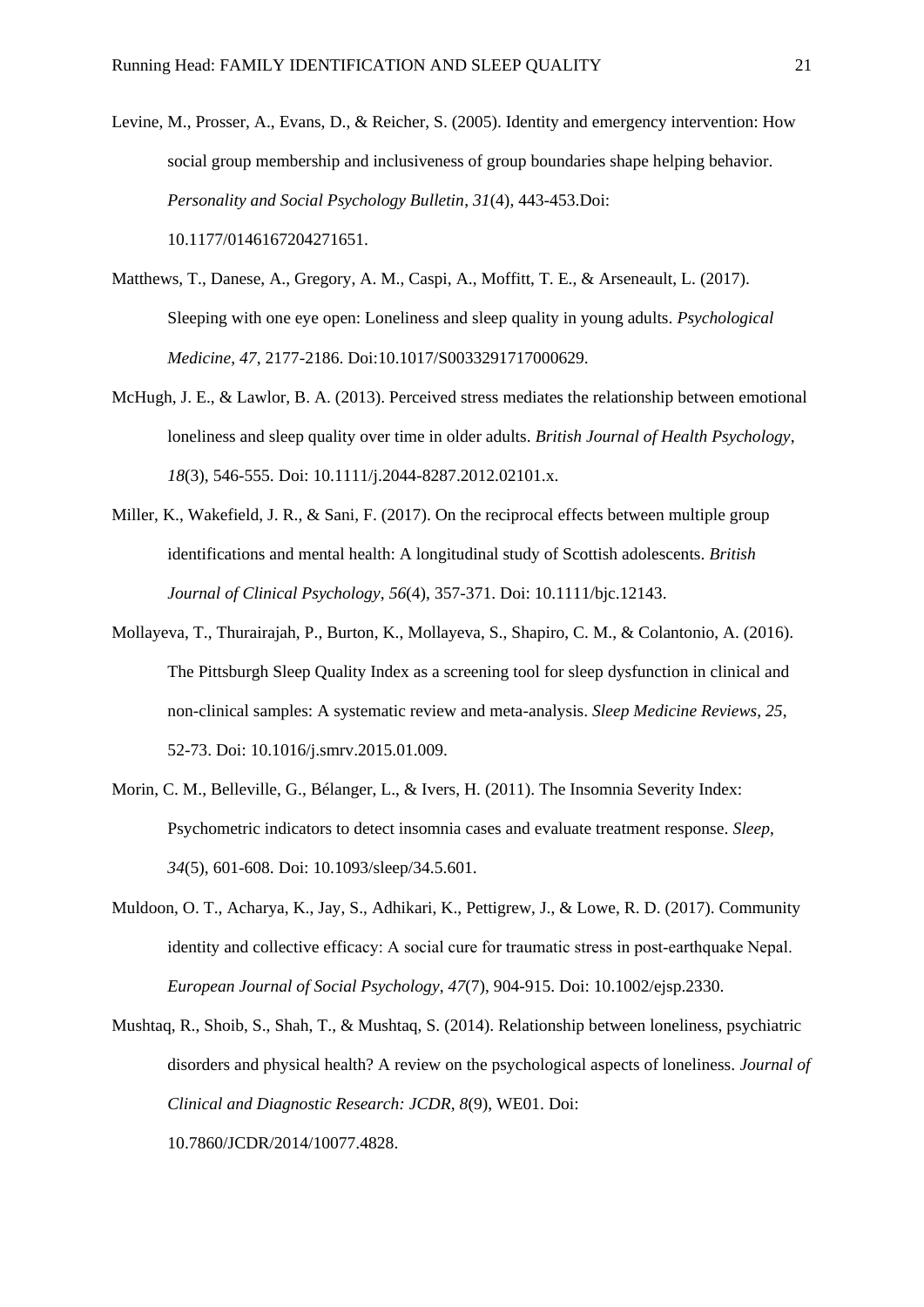Levine, M., Prosser, A., Evans, D., & Reicher, S. (2005). Identity and emergency intervention: How social group membership and inclusiveness of group boundaries shape helping behavior. *Personality and Social Psychology Bulletin*, *31*(4), 443-453.Doi: 10.1177/0146167204271651.

Matthews, T., Danese, A., Gregory, A. M., Caspi, A., Moffitt, T. E., & Arseneault, L. (2017). Sleeping with one eye open: Loneliness and sleep quality in young adults. *Psychological Medicine*, *47*, 2177-2186. Doi:10.1017/S0033291717000629.

McHugh, J. E., & Lawlor, B. A. (2013). Perceived stress mediates the relationship between emotional loneliness and sleep quality over time in older adults. *British Journal of Health Psychology*, *18*(3), 546-555. Doi: 10.1111/j.2044-8287.2012.02101.x.

Miller, K., Wakefield, J. R., & Sani, F. (2017). On the reciprocal effects between multiple group identifications and mental health: A longitudinal study of Scottish adolescents. *British Journal of Clinical Psychology*, *56*(4), 357-371. Doi: 10.1111/bjc.12143.

Mollayeva, T., Thurairajah, P., Burton, K., Mollayeva, S., Shapiro, C. M., & Colantonio, A. (2016). The Pittsburgh Sleep Quality Index as a screening tool for sleep dysfunction in clinical and non-clinical samples: A systematic review and meta-analysis. *Sleep Medicine Reviews*, *25*, 52-73. Doi: 10.1016/j.smrv.2015.01.009.

Morin, C. M., Belleville, G., Bélanger, L., & Ivers, H. (2011). The Insomnia Severity Index: Psychometric indicators to detect insomnia cases and evaluate treatment response. *Sleep*, *34*(5), 601-608. Doi: 10.1093/sleep/34.5.601.

Muldoon, O. T., Acharya, K., Jay, S., Adhikari, K., Pettigrew, J., & Lowe, R. D. (2017). Community identity and collective efficacy: A social cure for traumatic stress in post-earthquake Nepal. *European Journal of Social Psychology*, *47*(7), 904-915. Doi: 10.1002/ejsp.2330.

Mushtaq, R., Shoib, S., Shah, T., & Mushtaq, S. (2014). Relationship between loneliness, psychiatric disorders and physical health? A review on the psychological aspects of loneliness. *Journal of Clinical and Diagnostic Research: JCDR*, *8*(9), WE01. Doi: 10.7860/JCDR/2014/10077.4828.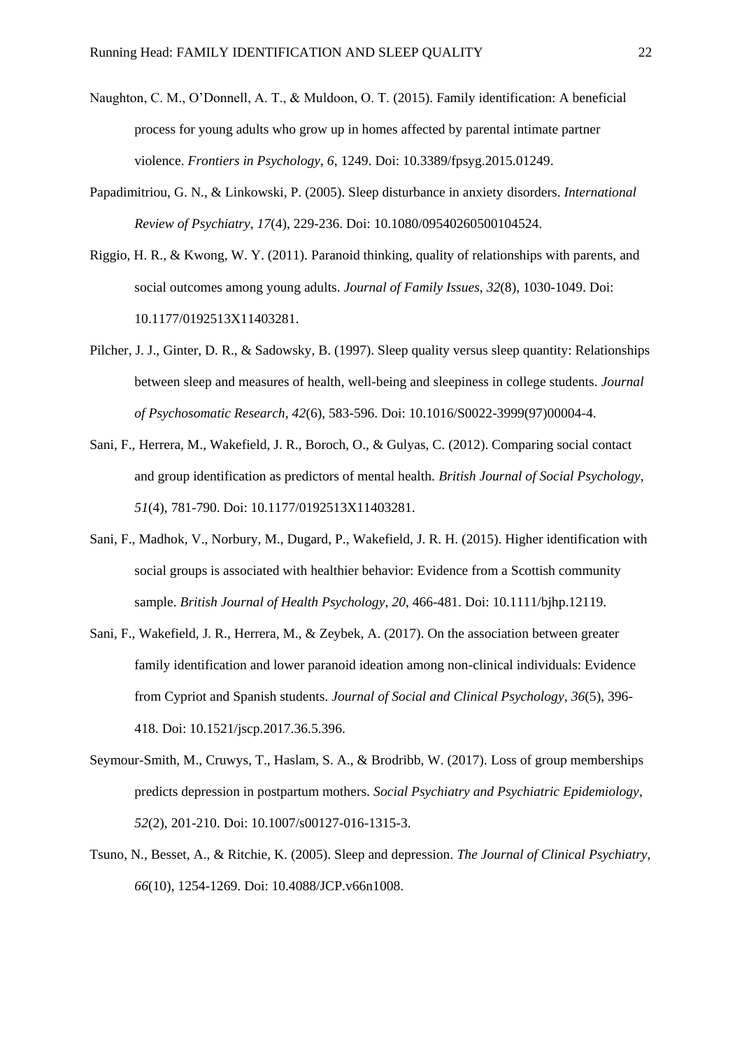Naughton, C. M., O'Donnell, A. T., & Muldoon, O. T. (2015). Family identification: A beneficial process for young adults who grow up in homes affected by parental intimate partner violence. *Frontiers in Psychology*, *6*, 1249. Doi: 10.3389/fpsyg.2015.01249.

Papadimitriou, G. N., & Linkowski, P. (2005). Sleep disturbance in anxiety disorders. *International Review of Psychiatry*, *17*(4), 229-236. Doi: 10.1080/09540260500104524.

Riggio, H. R., & Kwong, W. Y. (2011). Paranoid thinking, quality of relationships with parents, and social outcomes among young adults. *Journal of Family Issues*, *32*(8), 1030-1049. Doi: 10.1177/0192513X11403281.

Pilcher, J. J., Ginter, D. R., & Sadowsky, B. (1997). Sleep quality versus sleep quantity: Relationships between sleep and measures of health, well-being and sleepiness in college students. *Journal of Psychosomatic Research*, *42*(6), 583-596. Doi: 10.1016/S0022-3999(97)00004-4.

Sani, F., Herrera, M., Wakefield, J. R., Boroch, O., & Gulyas, C. (2012). Comparing social contact and group identification as predictors of mental health. *British Journal of Social Psychology*, *51*(4), 781-790. Doi: 10.1177/0192513X11403281.

Sani, F., Madhok, V., Norbury, M., Dugard, P., Wakefield, J. R. H. (2015). Higher identification with social groups is associated with healthier behavior: Evidence from a Scottish community sample. *British Journal of Health Psychology*, *20*, 466-481. Doi: 10.1111/bjhp.12119.

Sani, F., Wakefield, J. R., Herrera, M., & Zeybek, A. (2017). On the association between greater family identification and lower paranoid ideation among non-clinical individuals: Evidence from Cypriot and Spanish students. *Journal of Social and Clinical Psychology*, *36*(5), 396-418. Doi: 10.1521/jscp.2017.36.5.396.

Seymour-Smith, M., Cruwys, T., Haslam, S. A., & Brodribb, W. (2017). Loss of group memberships predicts depression in postpartum mothers. *Social Psychiatry and Psychiatric Epidemiology*, *52*(2), 201-210. Doi: 10.1007/s00127-016-1315-3.

Tsuno, N., Besset, A., & Ritchie, K. (2005). Sleep and depression. *The Journal of Clinical Psychiatry*, *66*(10), 1254-1269. Doi: 10.4088/JCP.v66n1008.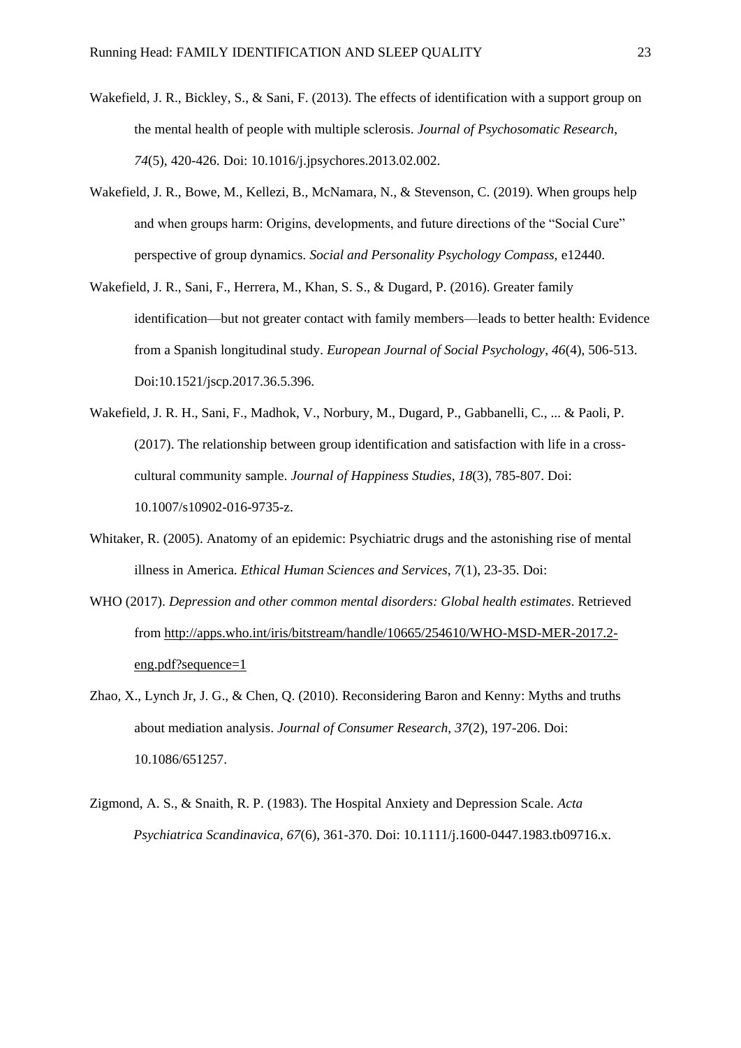Wakefield, J. R., Bickley, S., & Sani, F. (2013). The effects of identification with a support group on the mental health of people with multiple sclerosis. *Journal of Psychosomatic Research*, *74*(5), 420-426. Doi: 10.1016/j.jpsychores.2013.02.002.

Wakefield, J. R., Bowe, M., Kellezi, B., McNamara, N., & Stevenson, C. (2019). When groups help and when groups harm: Origins, developments, and future directions of the "Social Cure" perspective of group dynamics. *Social and Personality Psychology Compass*, e12440.

Wakefield, J. R., Sani, F., Herrera, M., Khan, S. S., & Dugard, P. (2016). Greater family identification—but not greater contact with family members—leads to better health: Evidence from a Spanish longitudinal study. *European Journal of Social Psychology*, *46*(4), 506-513. Doi:10.1521/jscp.2017.36.5.396.

Wakefield, J. R. H., Sani, F., Madhok, V., Norbury, M., Dugard, P., Gabbanelli, C., ... & Paoli, P. (2017). The relationship between group identification and satisfaction with life in a cross-cultural community sample. *Journal of Happiness Studies*, *18*(3), 785-807. Doi: 10.1007/s10902-016-9735-z.

Whitaker, R. (2005). Anatomy of an epidemic: Psychiatric drugs and the astonishing rise of mental illness in America. *Ethical Human Sciences and Services*, *7*(1), 23-35. Doi:

WHO (2017). *Depression and other common mental disorders: Global health estimates*. Retrieved from http://apps.who.int/iris/bitstream/handle/10665/254610/WHO-MSD-MER-2017.2-eng.pdf?sequence=1

Zhao, X., Lynch Jr, J. G., & Chen, Q. (2010). Reconsidering Baron and Kenny: Myths and truths about mediation analysis. *Journal of Consumer Research*, *37*(2), 197-206. Doi: 10.1086/651257.

Zigmond, A. S., & Snaith, R. P. (1983). The Hospital Anxiety and Depression Scale. *Acta Psychiatrica Scandinavica*, *67*(6), 361-370. Doi: 10.1111/j.1600-0447.1983.tb09716.x.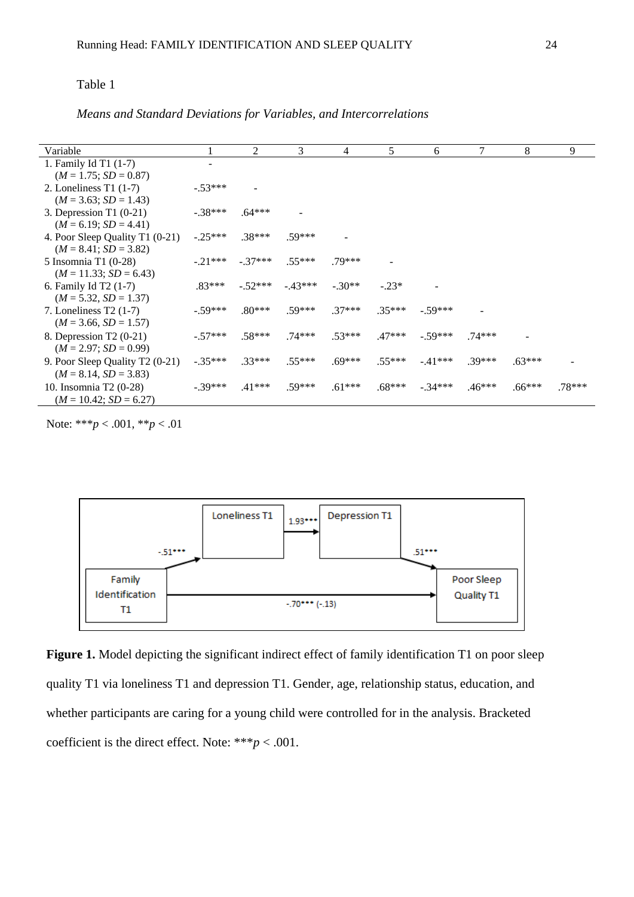Table 1

*Means and Standard Deviations for Variables, and Intercorrelations*

| Variable | 1 | 2 | 3 | 4 | 5 | 6 | 7 | 8 | 9 |
|---|---|---|---|---|---|---|---|---|---|
| 1. Family Id T1 (1-7) (*M* = 1.75; *SD* = 0.87) | - | | | | | | | | |
| 2. Loneliness T1 (1-7) (*M* = 3.63; *SD* = 1.43) | -.53*** | - | | | | | | | |
| 3. Depression T1 (0-21) (*M* = 6.19; *SD* = 4.41) | -.38*** | .64*** | - | | | | | | |
| 4. Poor Sleep Quality T1 (0-21) (*M* = 8.41; *SD* = 3.82) | -.25*** | .38*** | .59*** | - | | | | | |
| 5 Insomnia T1 (0-28) (*M* = 11.33; *SD* = 6.43) | -.21*** | -.37*** | .55*** | .79*** | - | | | | |
| 6. Family Id T2 (1-7) (*M* = 5.32, *SD* = 1.37) | .83*** | -.52*** | -.43*** | -.30** | -.23* | - | | | |
| 7. Loneliness T2 (1-7) (*M* = 3.66, *SD* = 1.57) | -.59*** | .80*** | .59*** | .37*** | .35*** | -.59*** | - | | |
| 8. Depression T2 (0-21) (*M* = 2.97; *SD* = 0.99) | -.57*** | .58*** | .74*** | .53*** | .47*** | -.59*** | .74*** | - | |
| 9. Poor Sleep Quality T2 (0-21) (*M* = 8.14; *SD* = 3.83) | -.35*** | .33*** | .55*** | .69*** | .55*** | -.41*** | .39*** | .63*** | - |
| 10. Insomnia T2 (0-28) (*M* = 10.42; *SD* = 6.27) | -.39*** | .41*** | .59*** | .61*** | .68*** | -.34*** | .46*** | .66*** | .78*** |

Note: ****p* < .001, ***p* < .01

**Figure 1.** Model depicting the significant indirect effect of family identification T1 on poor sleep quality T1 via loneliness T1 and depression T1. Gender, age, relationship status, education, and whether participants are caring for a young child were controlled for in the analysis. Bracketed coefficient is the direct effect. Note: ****p* < .001.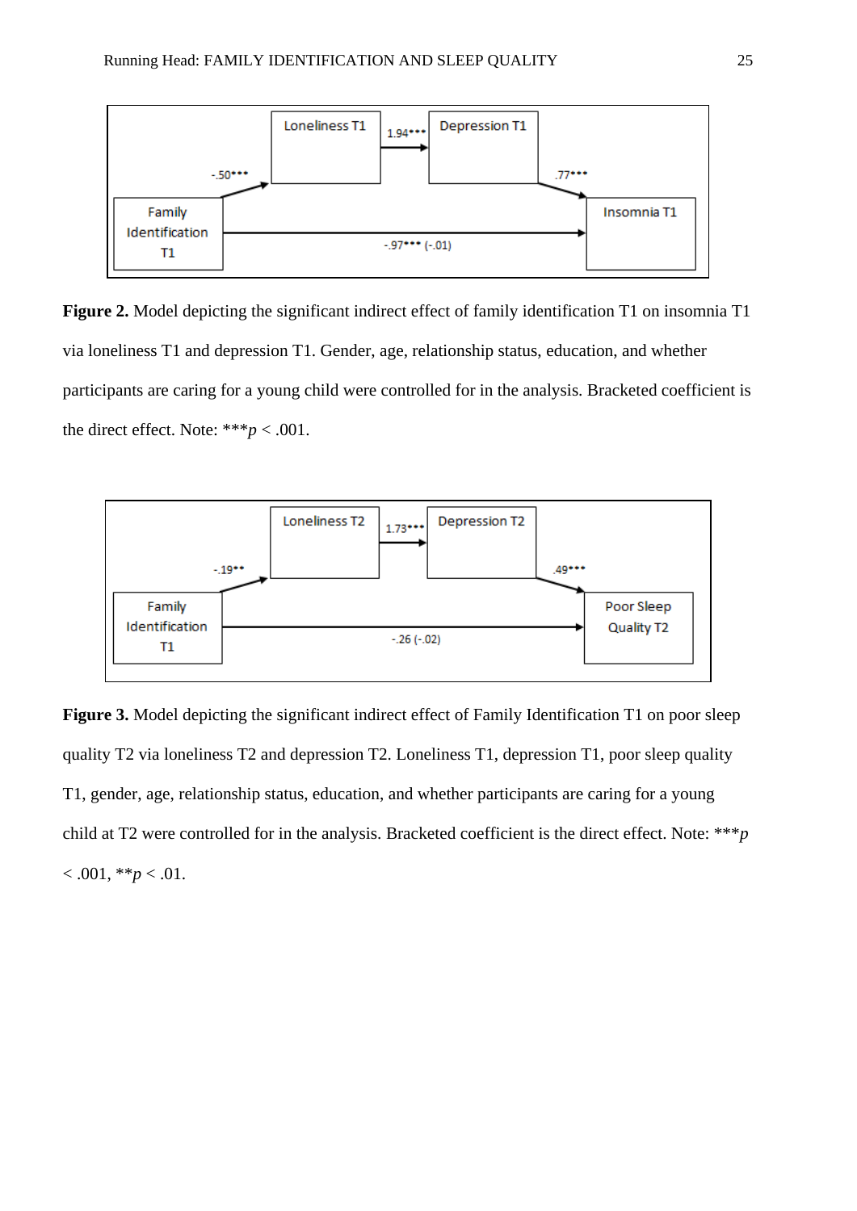**Figure 2.** Model depicting the significant indirect effect of family identification T1 on insomnia T1 via loneliness T1 and depression T1. Gender, age, relationship status, education, and whether participants are caring for a young child were controlled for in the analysis. Bracketed coefficient is the direct effect. Note: ****p* < .001.

**Figure 3.** Model depicting the significant indirect effect of Family Identification T1 on poor sleep quality T2 via loneliness T2 and depression T2. Loneliness T1, depression T1, poor sleep quality T1, gender, age, relationship status, education, and whether participants are caring for a young child at T2 were controlled for in the analysis. Bracketed coefficient is the direct effect. Note: ****p* < .001, ***p* < .01.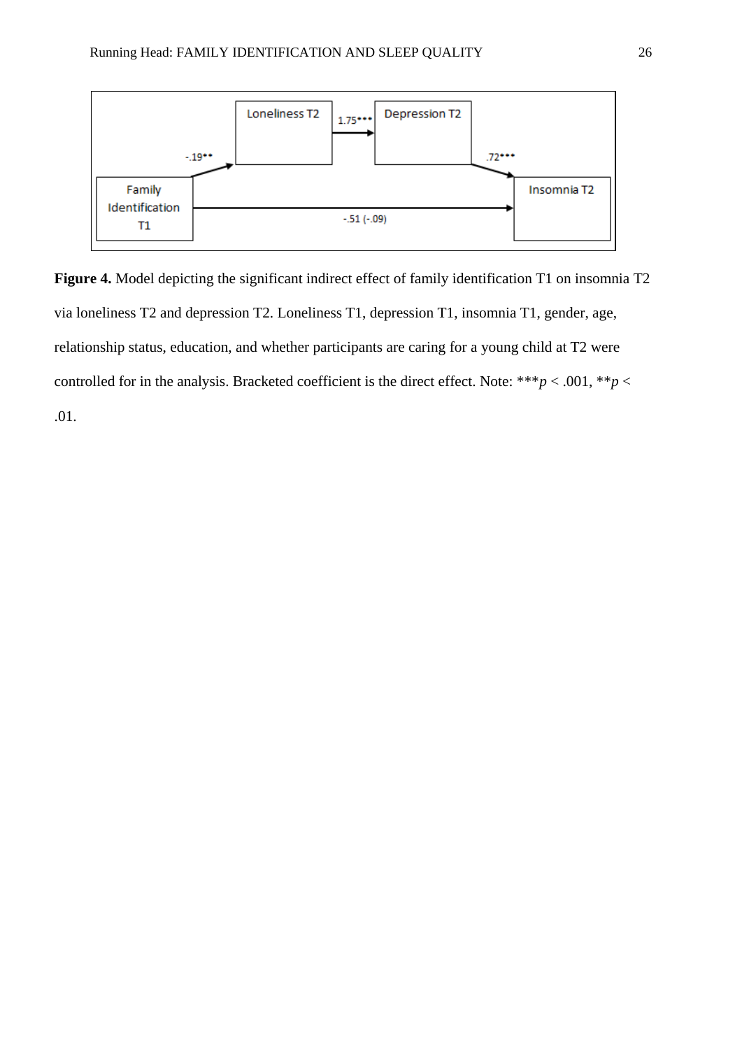Loneliness T2

1.75***

Depression T2

-.19**

.72***

Family Identification T1

Insomnia T2

-.51 (-.09)

**Figure 4.** Model depicting the significant indirect effect of family identification T1 on insomnia T2 via loneliness T2 and depression T2. Loneliness T1, depression T1, insomnia T1, gender, age, relationship status, education, and whether participants are caring for a young child at T2 were controlled for in the analysis. Bracketed coefficient is the direct effect. Note: ***$p$ < .001, **$p$ < .01.